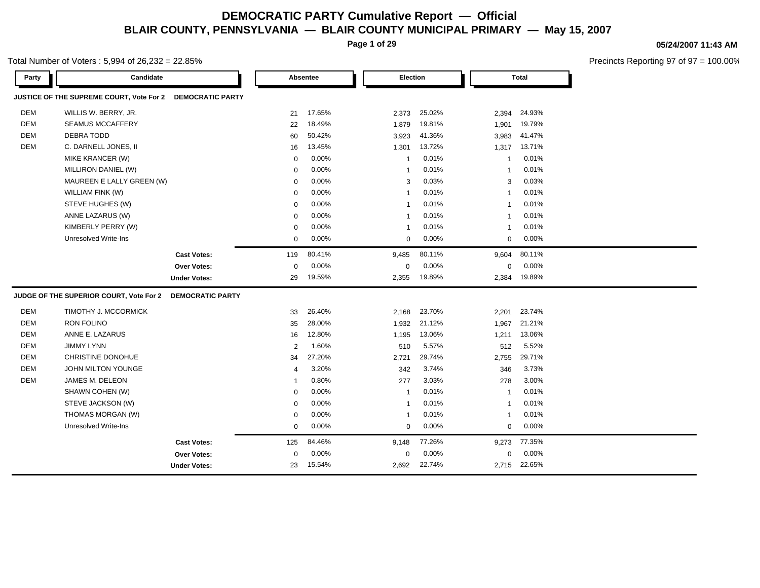# DEMOCRATIC PARTY Cumulative Report — Official

## BLAIR COUNTY, PENNSYLVANIA — BLAIR COUNTY MUNICIPAL PRIMARY — May 15, 2007

05/24/2007 11:43 AM

Total Number of Voters : 5,994 of 26,232 = 22.85%

Precincts Reporting 97 of 97 = 100.00%

### JUSTICE OF THE SUPREME COURT, Vote For 2 — DEMOCRATIC PARTY

| Party | Candidate | Absentee | | Election | | Total | |
|---|---|---|---|---|---|---|---|
| DEM | WILLIS W. BERRY, JR. | 21 | 17.65% | 2,373 | 25.02% | 2,394 | 24.93% |
| DEM | SEAMUS MCCAFFERY | 22 | 18.49% | 1,879 | 19.81% | 1,901 | 19.79% |
| DEM | DEBRA TODD | 60 | 50.42% | 3,923 | 41.36% | 3,983 | 41.47% |
| DEM | C. DARNELL JONES, II | 16 | 13.45% | 1,301 | 13.72% | 1,317 | 13.71% |
| | MIKE KRANCER (W) | 0 | 0.00% | 1 | 0.01% | 1 | 0.01% |
| | MILLIRON DANIEL (W) | 0 | 0.00% | 1 | 0.01% | 1 | 0.01% |
| | MAUREEN E LALLY GREEN (W) | 0 | 0.00% | 3 | 0.03% | 3 | 0.03% |
| | WILLIAM FINK (W) | 0 | 0.00% | 1 | 0.01% | 1 | 0.01% |
| | STEVE HUGHES (W) | 0 | 0.00% | 1 | 0.01% | 1 | 0.01% |
| | ANNE LAZARUS (W) | 0 | 0.00% | 1 | 0.01% | 1 | 0.01% |
| | KIMBERLY PERRY (W) | 0 | 0.00% | 1 | 0.01% | 1 | 0.01% |
| | Unresolved Write-Ins | 0 | 0.00% | 0 | 0.00% | 0 | 0.00% |
| | **Cast Votes:** | 119 | 80.41% | 9,485 | 80.11% | 9,604 | 80.11% |
| | **Over Votes:** | 0 | 0.00% | 0 | 0.00% | 0 | 0.00% |
| | **Under Votes:** | 29 | 19.59% | 2,355 | 19.89% | 2,384 | 19.89% |

### JUDGE OF THE SUPERIOR COURT, Vote For 2 — DEMOCRATIC PARTY

| Party | Candidate | Absentee | | Election | | Total | |
|---|---|---|---|---|---|---|---|
| DEM | TIMOTHY J. MCCORMICK | 33 | 26.40% | 2,168 | 23.70% | 2,201 | 23.74% |
| DEM | RON FOLINO | 35 | 28.00% | 1,932 | 21.12% | 1,967 | 21.21% |
| DEM | ANNE E. LAZARUS | 16 | 12.80% | 1,195 | 13.06% | 1,211 | 13.06% |
| DEM | JIMMY LYNN | 2 | 1.60% | 510 | 5.57% | 512 | 5.52% |
| DEM | CHRISTINE DONOHUE | 34 | 27.20% | 2,721 | 29.74% | 2,755 | 29.71% |
| DEM | JOHN MILTON YOUNGE | 4 | 3.20% | 342 | 3.74% | 346 | 3.73% |
| DEM | JAMES M. DELEON | 1 | 0.80% | 277 | 3.03% | 278 | 3.00% |
| | SHAWN COHEN (W) | 0 | 0.00% | 1 | 0.01% | 1 | 0.01% |
| | STEVE JACKSON (W) | 0 | 0.00% | 1 | 0.01% | 1 | 0.01% |
| | THOMAS MORGAN (W) | 0 | 0.00% | 1 | 0.01% | 1 | 0.01% |
| | Unresolved Write-Ins | 0 | 0.00% | 0 | 0.00% | 0 | 0.00% |
| | **Cast Votes:** | 125 | 84.46% | 9,148 | 77.26% | 9,273 | 77.35% |
| | **Over Votes:** | 0 | 0.00% | 0 | 0.00% | 0 | 0.00% |
| | **Under Votes:** | 23 | 15.54% | 2,692 | 22.74% | 2,715 | 22.65% |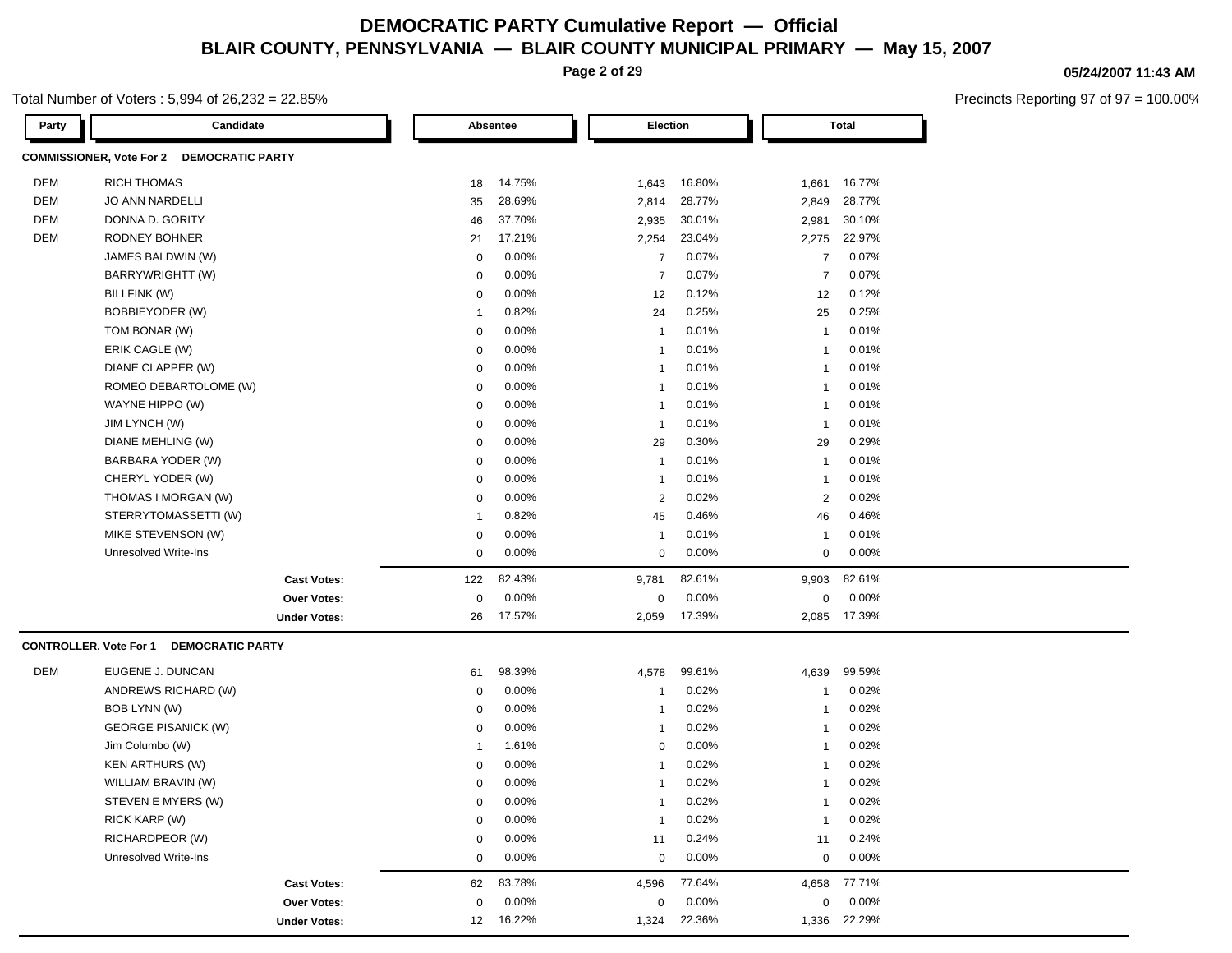# DEMOCRATIC PARTY Cumulative Report — Official

## BLAIR COUNTY, PENNSYLVANIA — BLAIR COUNTY MUNICIPAL PRIMARY — May 15, 2007

05/24/2007 11:43 AM

Total Number of Voters : 5,994 of 26,232 = 22.85%

Precincts Reporting 97 of 97 = 100.00%

### COMMISSIONER, Vote For 2 DEMOCRATIC PARTY

| Party | Candidate | Absentee | | Election | | Total | |
|---|---|---|---|---|---|---|---|
| DEM | RICH THOMAS | 18 | 14.75% | 1,643 | 16.80% | 1,661 | 16.77% |
| DEM | JO ANN NARDELLI | 35 | 28.69% | 2,814 | 28.77% | 2,849 | 28.77% |
| DEM | DONNA D. GORITY | 46 | 37.70% | 2,935 | 30.01% | 2,981 | 30.10% |
| DEM | RODNEY BOHNER | 21 | 17.21% | 2,254 | 23.04% | 2,275 | 22.97% |
| | JAMES BALDWIN (W) | 0 | 0.00% | 7 | 0.07% | 7 | 0.07% |
| | BARRYWRIGHTT (W) | 0 | 0.00% | 7 | 0.07% | 7 | 0.07% |
| | BILLFINK (W) | 0 | 0.00% | 12 | 0.12% | 12 | 0.12% |
| | BOBBIEYODER (W) | 1 | 0.82% | 24 | 0.25% | 25 | 0.25% |
| | TOM BONAR (W) | 0 | 0.00% | 1 | 0.01% | 1 | 0.01% |
| | ERIK CAGLE (W) | 0 | 0.00% | 1 | 0.01% | 1 | 0.01% |
| | DIANE CLAPPER (W) | 0 | 0.00% | 1 | 0.01% | 1 | 0.01% |
| | ROMEO DEBARTOLOME (W) | 0 | 0.00% | 1 | 0.01% | 1 | 0.01% |
| | WAYNE HIPPO (W) | 0 | 0.00% | 1 | 0.01% | 1 | 0.01% |
| | JIM LYNCH (W) | 0 | 0.00% | 1 | 0.01% | 1 | 0.01% |
| | DIANE MEHLING (W) | 0 | 0.00% | 29 | 0.30% | 29 | 0.29% |
| | BARBARA YODER (W) | 0 | 0.00% | 1 | 0.01% | 1 | 0.01% |
| | CHERYL YODER (W) | 0 | 0.00% | 1 | 0.01% | 1 | 0.01% |
| | THOMAS I MORGAN (W) | 0 | 0.00% | 2 | 0.02% | 2 | 0.02% |
| | STERRYTOMASSETTI (W) | 1 | 0.82% | 45 | 0.46% | 46 | 0.46% |
| | MIKE STEVENSON (W) | 0 | 0.00% | 1 | 0.01% | 1 | 0.01% |
| | Unresolved Write-Ins | 0 | 0.00% | 0 | 0.00% | 0 | 0.00% |
| | **Cast Votes:** | 122 | 82.43% | 9,781 | 82.61% | 9,903 | 82.61% |
| | **Over Votes:** | 0 | 0.00% | 0 | 0.00% | 0 | 0.00% |
| | **Under Votes:** | 26 | 17.57% | 2,059 | 17.39% | 2,085 | 17.39% |

### CONTROLLER, Vote For 1 DEMOCRATIC PARTY

| Party | Candidate | Absentee | | Election | | Total | |
|---|---|---|---|---|---|---|---|
| DEM | EUGENE J. DUNCAN | 61 | 98.39% | 4,578 | 99.61% | 4,639 | 99.59% |
| | ANDREWS RICHARD (W) | 0 | 0.00% | 1 | 0.02% | 1 | 0.02% |
| | BOB LYNN (W) | 0 | 0.00% | 1 | 0.02% | 1 | 0.02% |
| | GEORGE PISANICK (W) | 0 | 0.00% | 1 | 0.02% | 1 | 0.02% |
| | Jim Columbo (W) | 1 | 1.61% | 0 | 0.00% | 1 | 0.02% |
| | KEN ARTHURS (W) | 0 | 0.00% | 1 | 0.02% | 1 | 0.02% |
| | WILLIAM BRAVIN (W) | 0 | 0.00% | 1 | 0.02% | 1 | 0.02% |
| | STEVEN E MYERS (W) | 0 | 0.00% | 1 | 0.02% | 1 | 0.02% |
| | RICK KARP (W) | 0 | 0.00% | 1 | 0.02% | 1 | 0.02% |
| | RICHARDPEOR (W) | 0 | 0.00% | 11 | 0.24% | 11 | 0.24% |
| | Unresolved Write-Ins | 0 | 0.00% | 0 | 0.00% | 0 | 0.00% |
| | **Cast Votes:** | 62 | 83.78% | 4,596 | 77.64% | 4,658 | 77.71% |
| | **Over Votes:** | 0 | 0.00% | 0 | 0.00% | 0 | 0.00% |
| | **Under Votes:** | 12 | 16.22% | 1,324 | 22.36% | 1,336 | 22.29% |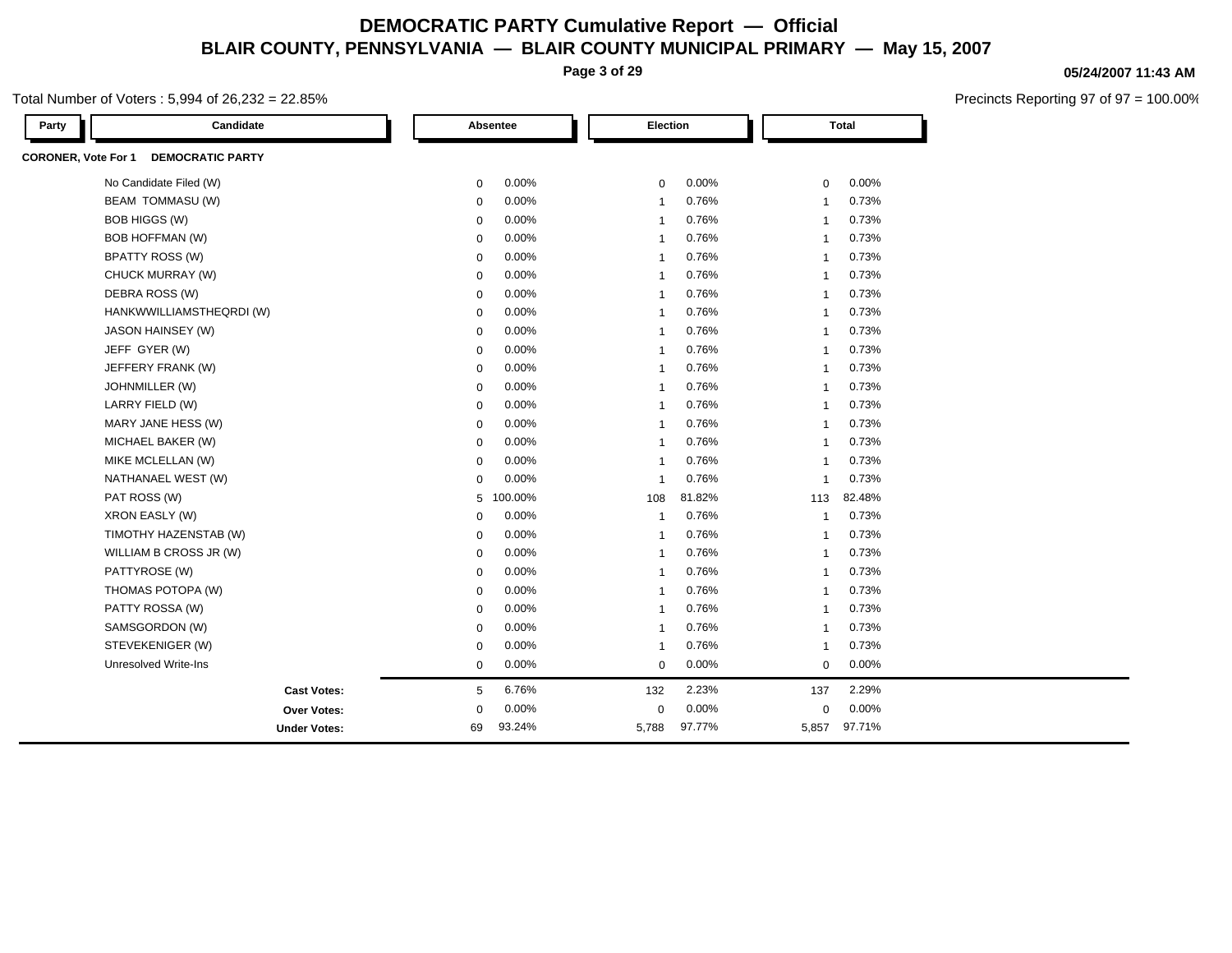# DEMOCRATIC PARTY Cumulative Report — Official

## BLAIR COUNTY, PENNSYLVANIA — BLAIR COUNTY MUNICIPAL PRIMARY — May 15, 2007

05/24/2007 11:43 AM

Total Number of Voters : 5,994 of 26,232 = 22.85%

Precincts Reporting 97 of 97 = 100.00%

**CORONER, Vote For 1 DEMOCRATIC PARTY**

| Party | Candidate | Absentee | | Election | | Total | |
|---|---|---|---|---|---|---|---|
| | No Candidate Filed (W) | 0 | 0.00% | 0 | 0.00% | 0 | 0.00% |
| | BEAM TOMMASU (W) | 0 | 0.00% | 1 | 0.76% | 1 | 0.73% |
| | BOB HIGGS (W) | 0 | 0.00% | 1 | 0.76% | 1 | 0.73% |
| | BOB HOFFMAN (W) | 0 | 0.00% | 1 | 0.76% | 1 | 0.73% |
| | BPATTY ROSS (W) | 0 | 0.00% | 1 | 0.76% | 1 | 0.73% |
| | CHUCK MURRAY (W) | 0 | 0.00% | 1 | 0.76% | 1 | 0.73% |
| | DEBRA ROSS (W) | 0 | 0.00% | 1 | 0.76% | 1 | 0.73% |
| | HANKWWILLIAMSTHEQRDI (W) | 0 | 0.00% | 1 | 0.76% | 1 | 0.73% |
| | JASON HAINSEY (W) | 0 | 0.00% | 1 | 0.76% | 1 | 0.73% |
| | JEFF GYER (W) | 0 | 0.00% | 1 | 0.76% | 1 | 0.73% |
| | JEFFERY FRANK (W) | 0 | 0.00% | 1 | 0.76% | 1 | 0.73% |
| | JOHNMILLER (W) | 0 | 0.00% | 1 | 0.76% | 1 | 0.73% |
| | LARRY FIELD (W) | 0 | 0.00% | 1 | 0.76% | 1 | 0.73% |
| | MARY JANE HESS (W) | 0 | 0.00% | 1 | 0.76% | 1 | 0.73% |
| | MICHAEL BAKER (W) | 0 | 0.00% | 1 | 0.76% | 1 | 0.73% |
| | MIKE MCLELLAN (W) | 0 | 0.00% | 1 | 0.76% | 1 | 0.73% |
| | NATHANAEL WEST (W) | 0 | 0.00% | 1 | 0.76% | 1 | 0.73% |
| | PAT ROSS (W) | 5 | 100.00% | 108 | 81.82% | 113 | 82.48% |
| | XRON EASLY (W) | 0 | 0.00% | 1 | 0.76% | 1 | 0.73% |
| | TIMOTHY HAZENSTAB (W) | 0 | 0.00% | 1 | 0.76% | 1 | 0.73% |
| | WILLIAM B CROSS JR (W) | 0 | 0.00% | 1 | 0.76% | 1 | 0.73% |
| | PATTYROSE (W) | 0 | 0.00% | 1 | 0.76% | 1 | 0.73% |
| | THOMAS POTOPA (W) | 0 | 0.00% | 1 | 0.76% | 1 | 0.73% |
| | PATTY ROSSA (W) | 0 | 0.00% | 1 | 0.76% | 1 | 0.73% |
| | SAMSGORDON (W) | 0 | 0.00% | 1 | 0.76% | 1 | 0.73% |
| | STEVEKENIGER (W) | 0 | 0.00% | 1 | 0.76% | 1 | 0.73% |
| | Unresolved Write-Ins | 0 | 0.00% | 0 | 0.00% | 0 | 0.00% |
| | **Cast Votes:** | 5 | 6.76% | 132 | 2.23% | 137 | 2.29% |
| | **Over Votes:** | 0 | 0.00% | 0 | 0.00% | 0 | 0.00% |
| | **Under Votes:** | 69 | 93.24% | 5,788 | 97.77% | 5,857 | 97.71% |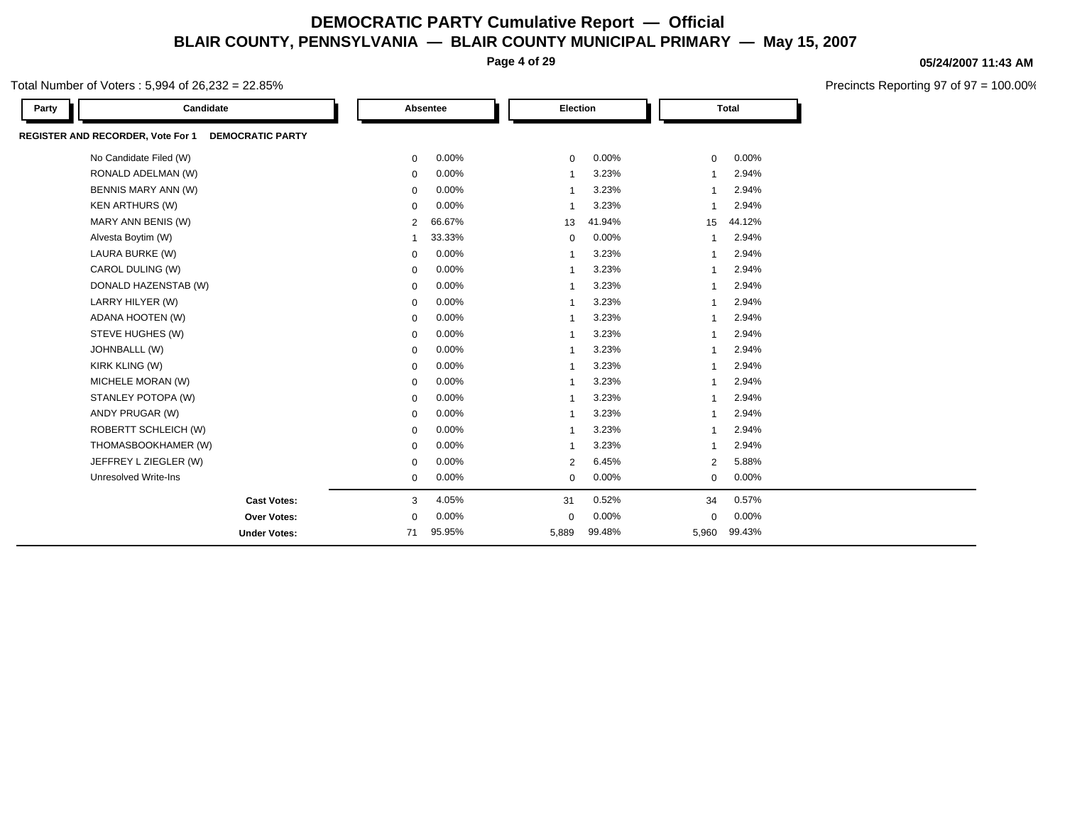# DEMOCRATIC PARTY Cumulative Report — Official

## BLAIR COUNTY, PENNSYLVANIA — BLAIR COUNTY MUNICIPAL PRIMARY — May 15, 2007

**05/24/2007 11:43 AM**

Total Number of Voters : 5,994 of 26,232 = 22.85%

Precincts Reporting 97 of 97 = 100.00%

| Party | Candidate | Absentee | | Election | | Total | |
|---|---|---|---|---|---|---|---|
| **REGISTER AND RECORDER, Vote For 1** | **DEMOCRATIC PARTY** | | | | | | |
| | No Candidate Filed (W) | 0 | 0.00% | 0 | 0.00% | 0 | 0.00% |
| | RONALD ADELMAN (W) | 0 | 0.00% | 1 | 3.23% | 1 | 2.94% |
| | BENNIS MARY ANN (W) | 0 | 0.00% | 1 | 3.23% | 1 | 2.94% |
| | KEN ARTHURS (W) | 0 | 0.00% | 1 | 3.23% | 1 | 2.94% |
| | MARY ANN BENIS (W) | 2 | 66.67% | 13 | 41.94% | 15 | 44.12% |
| | Alvesta Boytim (W) | 1 | 33.33% | 0 | 0.00% | 1 | 2.94% |
| | LAURA BURKE (W) | 0 | 0.00% | 1 | 3.23% | 1 | 2.94% |
| | CAROL DULING (W) | 0 | 0.00% | 1 | 3.23% | 1 | 2.94% |
| | DONALD HAZENSTAB (W) | 0 | 0.00% | 1 | 3.23% | 1 | 2.94% |
| | LARRY HILYER (W) | 0 | 0.00% | 1 | 3.23% | 1 | 2.94% |
| | ADANA HOOTEN (W) | 0 | 0.00% | 1 | 3.23% | 1 | 2.94% |
| | STEVE HUGHES (W) | 0 | 0.00% | 1 | 3.23% | 1 | 2.94% |
| | JOHNBALLL (W) | 0 | 0.00% | 1 | 3.23% | 1 | 2.94% |
| | KIRK KLING (W) | 0 | 0.00% | 1 | 3.23% | 1 | 2.94% |
| | MICHELE MORAN (W) | 0 | 0.00% | 1 | 3.23% | 1 | 2.94% |
| | STANLEY POTOPA (W) | 0 | 0.00% | 1 | 3.23% | 1 | 2.94% |
| | ANDY PRUGAR (W) | 0 | 0.00% | 1 | 3.23% | 1 | 2.94% |
| | ROBERTT SCHLEICH (W) | 0 | 0.00% | 1 | 3.23% | 1 | 2.94% |
| | THOMASBOOKHAMER (W) | 0 | 0.00% | 1 | 3.23% | 1 | 2.94% |
| | JEFFREY L ZIEGLER (W) | 0 | 0.00% | 2 | 6.45% | 2 | 5.88% |
| | Unresolved Write-Ins | 0 | 0.00% | 0 | 0.00% | 0 | 0.00% |
| | **Cast Votes:** | 3 | 4.05% | 31 | 0.52% | 34 | 0.57% |
| | **Over Votes:** | 0 | 0.00% | 0 | 0.00% | 0 | 0.00% |
| | **Under Votes:** | 71 | 95.95% | 5,889 | 99.48% | 5,960 | 99.43% |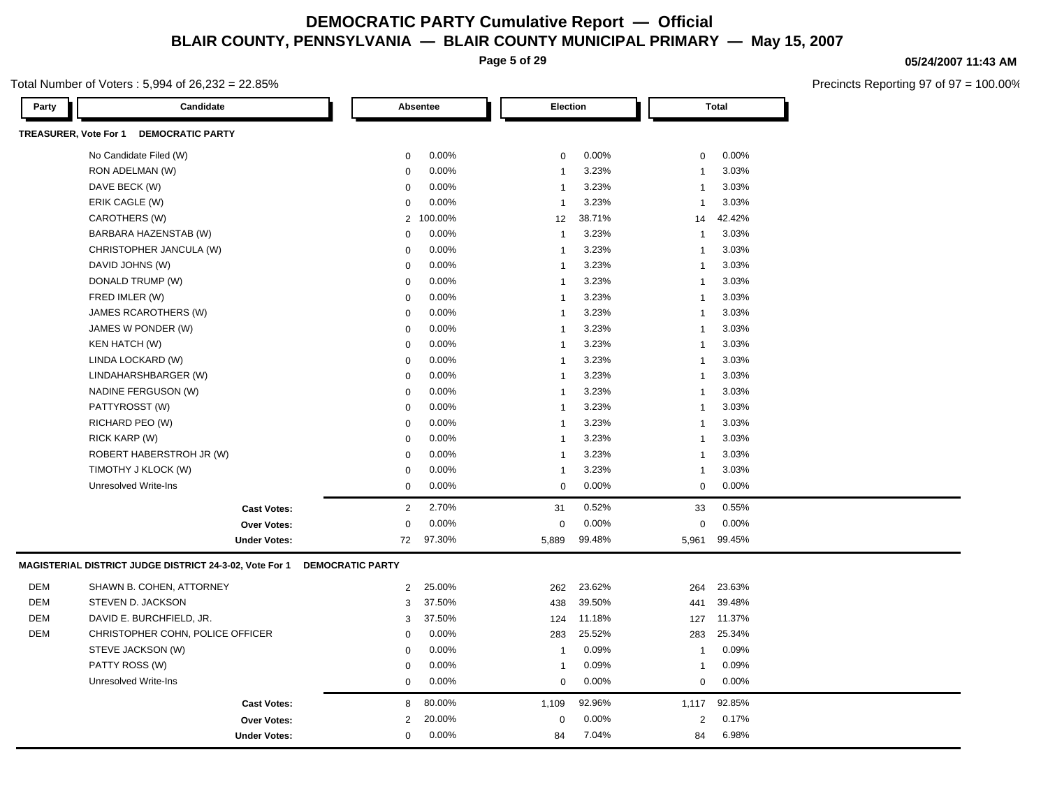# DEMOCRATIC PARTY Cumulative Report — Official

## BLAIR COUNTY, PENNSYLVANIA — BLAIR COUNTY MUNICIPAL PRIMARY — May 15, 2007

05/24/2007 11:43 AM

Total Number of Voters : 5,994 of 26,232 = 22.85%

Precincts Reporting 97 of 97 = 100.00%

### TREASURER, Vote For 1 DEMOCRATIC PARTY

| Party | Candidate | Absentee | | Election | | Total | |
|---|---|---|---|---|---|---|---|
| | No Candidate Filed (W) | 0 | 0.00% | 0 | 0.00% | 0 | 0.00% |
| | RON ADELMAN (W) | 0 | 0.00% | 1 | 3.23% | 1 | 3.03% |
| | DAVE BECK (W) | 0 | 0.00% | 1 | 3.23% | 1 | 3.03% |
| | ERIK CAGLE (W) | 0 | 0.00% | 1 | 3.23% | 1 | 3.03% |
| | CAROTHERS (W) | 2 | 100.00% | 12 | 38.71% | 14 | 42.42% |
| | BARBARA HAZENSTAB (W) | 0 | 0.00% | 1 | 3.23% | 1 | 3.03% |
| | CHRISTOPHER JANCULA (W) | 0 | 0.00% | 1 | 3.23% | 1 | 3.03% |
| | DAVID JOHNS (W) | 0 | 0.00% | 1 | 3.23% | 1 | 3.03% |
| | DONALD TRUMP (W) | 0 | 0.00% | 1 | 3.23% | 1 | 3.03% |
| | FRED IMLER (W) | 0 | 0.00% | 1 | 3.23% | 1 | 3.03% |
| | JAMES RCAROTHERS (W) | 0 | 0.00% | 1 | 3.23% | 1 | 3.03% |
| | JAMES W PONDER (W) | 0 | 0.00% | 1 | 3.23% | 1 | 3.03% |
| | KEN HATCH (W) | 0 | 0.00% | 1 | 3.23% | 1 | 3.03% |
| | LINDA LOCKARD (W) | 0 | 0.00% | 1 | 3.23% | 1 | 3.03% |
| | LINDAHARSHBARGER (W) | 0 | 0.00% | 1 | 3.23% | 1 | 3.03% |
| | NADINE FERGUSON (W) | 0 | 0.00% | 1 | 3.23% | 1 | 3.03% |
| | PATTYROSST (W) | 0 | 0.00% | 1 | 3.23% | 1 | 3.03% |
| | RICHARD PEO (W) | 0 | 0.00% | 1 | 3.23% | 1 | 3.03% |
| | RICK KARP (W) | 0 | 0.00% | 1 | 3.23% | 1 | 3.03% |
| | ROBERT HABERSTROH JR (W) | 0 | 0.00% | 1 | 3.23% | 1 | 3.03% |
| | TIMOTHY J KLOCK (W) | 0 | 0.00% | 1 | 3.23% | 1 | 3.03% |
| | Unresolved Write-Ins | 0 | 0.00% | 0 | 0.00% | 0 | 0.00% |
| | **Cast Votes:** | 2 | 2.70% | 31 | 0.52% | 33 | 0.55% |
| | **Over Votes:** | 0 | 0.00% | 0 | 0.00% | 0 | 0.00% |
| | **Under Votes:** | 72 | 97.30% | 5,889 | 99.48% | 5,961 | 99.45% |

### MAGISTERIAL DISTRICT JUDGE DISTRICT 24-3-02, Vote For 1 DEMOCRATIC PARTY

| Party | Candidate | Absentee | | Election | | Total | |
|---|---|---|---|---|---|---|---|
| DEM | SHAWN B. COHEN, ATTORNEY | 2 | 25.00% | 262 | 23.62% | 264 | 23.63% |
| DEM | STEVEN D. JACKSON | 3 | 37.50% | 438 | 39.50% | 441 | 39.48% |
| DEM | DAVID E. BURCHFIELD, JR. | 3 | 37.50% | 124 | 11.18% | 127 | 11.37% |
| DEM | CHRISTOPHER COHN, POLICE OFFICER | 0 | 0.00% | 283 | 25.52% | 283 | 25.34% |
| | STEVE JACKSON (W) | 0 | 0.00% | 1 | 0.09% | 1 | 0.09% |
| | PATTY ROSS (W) | 0 | 0.00% | 1 | 0.09% | 1 | 0.09% |
| | Unresolved Write-Ins | 0 | 0.00% | 0 | 0.00% | 0 | 0.00% |
| | **Cast Votes:** | 8 | 80.00% | 1,109 | 92.96% | 1,117 | 92.85% |
| | **Over Votes:** | 2 | 20.00% | 0 | 0.00% | 2 | 0.17% |
| | **Under Votes:** | 0 | 0.00% | 84 | 7.04% | 84 | 6.98% |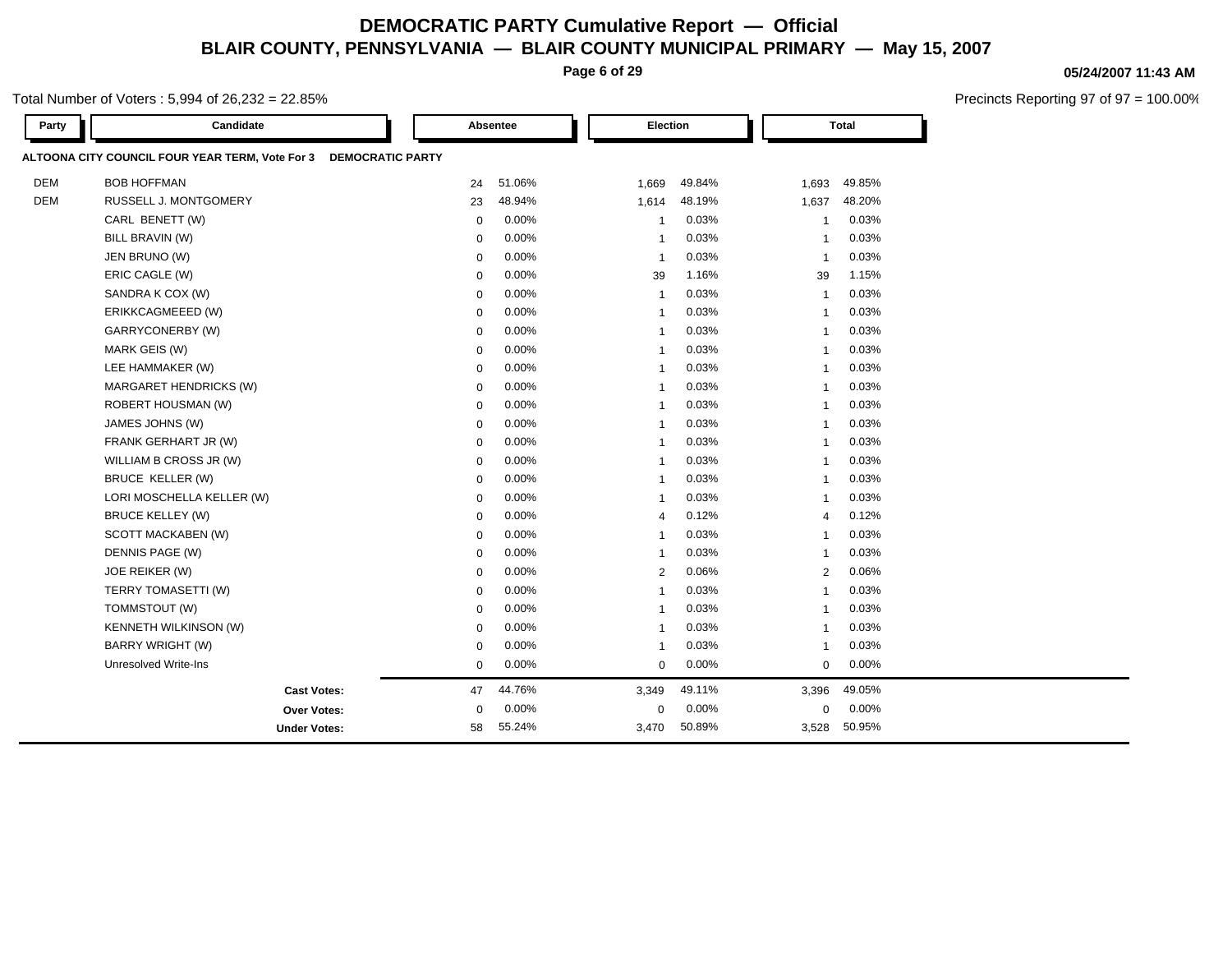# DEMOCRATIC PARTY Cumulative Report — Official

## BLAIR COUNTY, PENNSYLVANIA — BLAIR COUNTY MUNICIPAL PRIMARY — May 15, 2007

05/24/2007 11:43 AM

Total Number of Voters : 5,994 of 26,232 = 22.85%

Precincts Reporting 97 of 97 = 100.00%

**ALTOONA CITY COUNCIL FOUR YEAR TERM, Vote For 3 DEMOCRATIC PARTY**

| Party | Candidate | Absentee | | Election | | Total | |
|---|---|---|---|---|---|---|---|
| DEM | BOB HOFFMAN | 24 | 51.06% | 1,669 | 49.84% | 1,693 | 49.85% |
| DEM | RUSSELL J. MONTGOMERY | 23 | 48.94% | 1,614 | 48.19% | 1,637 | 48.20% |
| | CARL BENETT (W) | 0 | 0.00% | 1 | 0.03% | 1 | 0.03% |
| | BILL BRAVIN (W) | 0 | 0.00% | 1 | 0.03% | 1 | 0.03% |
| | JEN BRUNO (W) | 0 | 0.00% | 1 | 0.03% | 1 | 0.03% |
| | ERIC CAGLE (W) | 0 | 0.00% | 39 | 1.16% | 39 | 1.15% |
| | SANDRA K COX (W) | 0 | 0.00% | 1 | 0.03% | 1 | 0.03% |
| | ERIKKCAGMEEED (W) | 0 | 0.00% | 1 | 0.03% | 1 | 0.03% |
| | GARRYCONERBY (W) | 0 | 0.00% | 1 | 0.03% | 1 | 0.03% |
| | MARK GEIS (W) | 0 | 0.00% | 1 | 0.03% | 1 | 0.03% |
| | LEE HAMMAKER (W) | 0 | 0.00% | 1 | 0.03% | 1 | 0.03% |
| | MARGARET HENDRICKS (W) | 0 | 0.00% | 1 | 0.03% | 1 | 0.03% |
| | ROBERT HOUSMAN (W) | 0 | 0.00% | 1 | 0.03% | 1 | 0.03% |
| | JAMES JOHNS (W) | 0 | 0.00% | 1 | 0.03% | 1 | 0.03% |
| | FRANK GERHART JR (W) | 0 | 0.00% | 1 | 0.03% | 1 | 0.03% |
| | WILLIAM B CROSS JR (W) | 0 | 0.00% | 1 | 0.03% | 1 | 0.03% |
| | BRUCE KELLER (W) | 0 | 0.00% | 1 | 0.03% | 1 | 0.03% |
| | LORI MOSCHELLA KELLER (W) | 0 | 0.00% | 1 | 0.03% | 1 | 0.03% |
| | BRUCE KELLEY (W) | 0 | 0.00% | 4 | 0.12% | 4 | 0.12% |
| | SCOTT MACKABEN (W) | 0 | 0.00% | 1 | 0.03% | 1 | 0.03% |
| | DENNIS PAGE (W) | 0 | 0.00% | 1 | 0.03% | 1 | 0.03% |
| | JOE REIKER (W) | 0 | 0.00% | 2 | 0.06% | 2 | 0.06% |
| | TERRY TOMASETTI (W) | 0 | 0.00% | 1 | 0.03% | 1 | 0.03% |
| | TOMMSTOUT (W) | 0 | 0.00% | 1 | 0.03% | 1 | 0.03% |
| | KENNETH WILKINSON (W) | 0 | 0.00% | 1 | 0.03% | 1 | 0.03% |
| | BARRY WRIGHT (W) | 0 | 0.00% | 1 | 0.03% | 1 | 0.03% |
| | Unresolved Write-Ins | 0 | 0.00% | 0 | 0.00% | 0 | 0.00% |
| | **Cast Votes:** | 47 | 44.76% | 3,349 | 49.11% | 3,396 | 49.05% |
| | **Over Votes:** | 0 | 0.00% | 0 | 0.00% | 0 | 0.00% |
| | **Under Votes:** | 58 | 55.24% | 3,470 | 50.89% | 3,528 | 50.95% |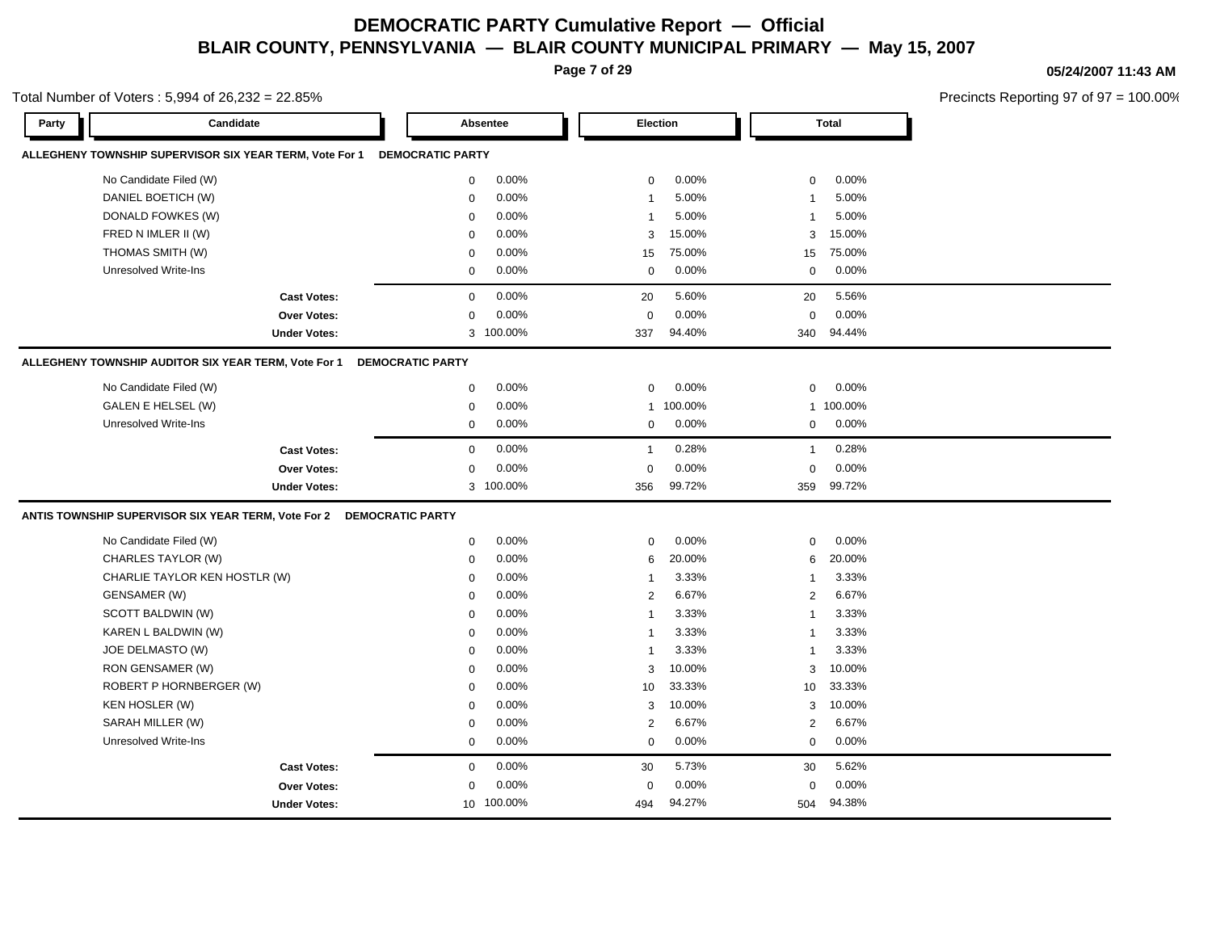# DEMOCRATIC PARTY Cumulative Report — Official

## BLAIR COUNTY, PENNSYLVANIA — BLAIR COUNTY MUNICIPAL PRIMARY — May 15, 2007

05/24/2007 11:43 AM

Total Number of Voters : 5,994 of 26,232 = 22.85%

Precincts Reporting 97 of 97 = 100.00%

### ALLEGHENY TOWNSHIP SUPERVISOR SIX YEAR TERM, Vote For 1 — DEMOCRATIC PARTY

| Party | Candidate | Absentee | | Election | | Total | |
|---|---|---|---|---|---|---|---|
| | No Candidate Filed (W) | 0 | 0.00% | 0 | 0.00% | 0 | 0.00% |
| | DANIEL BOETICH (W) | 0 | 0.00% | 1 | 5.00% | 1 | 5.00% |
| | DONALD FOWKES (W) | 0 | 0.00% | 1 | 5.00% | 1 | 5.00% |
| | FRED N IMLER II (W) | 0 | 0.00% | 3 | 15.00% | 3 | 15.00% |
| | THOMAS SMITH (W) | 0 | 0.00% | 15 | 75.00% | 15 | 75.00% |
| | Unresolved Write-Ins | 0 | 0.00% | 0 | 0.00% | 0 | 0.00% |
| | **Cast Votes:** | 0 | 0.00% | 20 | 5.60% | 20 | 5.56% |
| | **Over Votes:** | 0 | 0.00% | 0 | 0.00% | 0 | 0.00% |
| | **Under Votes:** | 3 | 100.00% | 337 | 94.40% | 340 | 94.44% |

### ALLEGHENY TOWNSHIP AUDITOR SIX YEAR TERM, Vote For 1 — DEMOCRATIC PARTY

| Party | Candidate | Absentee | | Election | | Total | |
|---|---|---|---|---|---|---|---|
| | No Candidate Filed (W) | 0 | 0.00% | 0 | 0.00% | 0 | 0.00% |
| | GALEN E HELSEL (W) | 0 | 0.00% | 1 | 100.00% | 1 | 100.00% |
| | Unresolved Write-Ins | 0 | 0.00% | 0 | 0.00% | 0 | 0.00% |
| | **Cast Votes:** | 0 | 0.00% | 1 | 0.28% | 1 | 0.28% |
| | **Over Votes:** | 0 | 0.00% | 0 | 0.00% | 0 | 0.00% |
| | **Under Votes:** | 3 | 100.00% | 356 | 99.72% | 359 | 99.72% |

### ANTIS TOWNSHIP SUPERVISOR SIX YEAR TERM, Vote For 2 — DEMOCRATIC PARTY

| Party | Candidate | Absentee | | Election | | Total | |
|---|---|---|---|---|---|---|---|
| | No Candidate Filed (W) | 0 | 0.00% | 0 | 0.00% | 0 | 0.00% |
| | CHARLES TAYLOR (W) | 0 | 0.00% | 6 | 20.00% | 6 | 20.00% |
| | CHARLIE TAYLOR KEN HOSTLR (W) | 0 | 0.00% | 1 | 3.33% | 1 | 3.33% |
| | GENSAMER (W) | 0 | 0.00% | 2 | 6.67% | 2 | 6.67% |
| | SCOTT BALDWIN (W) | 0 | 0.00% | 1 | 3.33% | 1 | 3.33% |
| | KAREN L BALDWIN (W) | 0 | 0.00% | 1 | 3.33% | 1 | 3.33% |
| | JOE DELMASTO (W) | 0 | 0.00% | 1 | 3.33% | 1 | 3.33% |
| | RON GENSAMER (W) | 0 | 0.00% | 3 | 10.00% | 3 | 10.00% |
| | ROBERT P HORNBERGER (W) | 0 | 0.00% | 10 | 33.33% | 10 | 33.33% |
| | KEN HOSLER (W) | 0 | 0.00% | 3 | 10.00% | 3 | 10.00% |
| | SARAH MILLER (W) | 0 | 0.00% | 2 | 6.67% | 2 | 6.67% |
| | Unresolved Write-Ins | 0 | 0.00% | 0 | 0.00% | 0 | 0.00% |
| | **Cast Votes:** | 0 | 0.00% | 30 | 5.73% | 30 | 5.62% |
| | **Over Votes:** | 0 | 0.00% | 0 | 0.00% | 0 | 0.00% |
| | **Under Votes:** | 10 | 100.00% | 494 | 94.27% | 504 | 94.38% |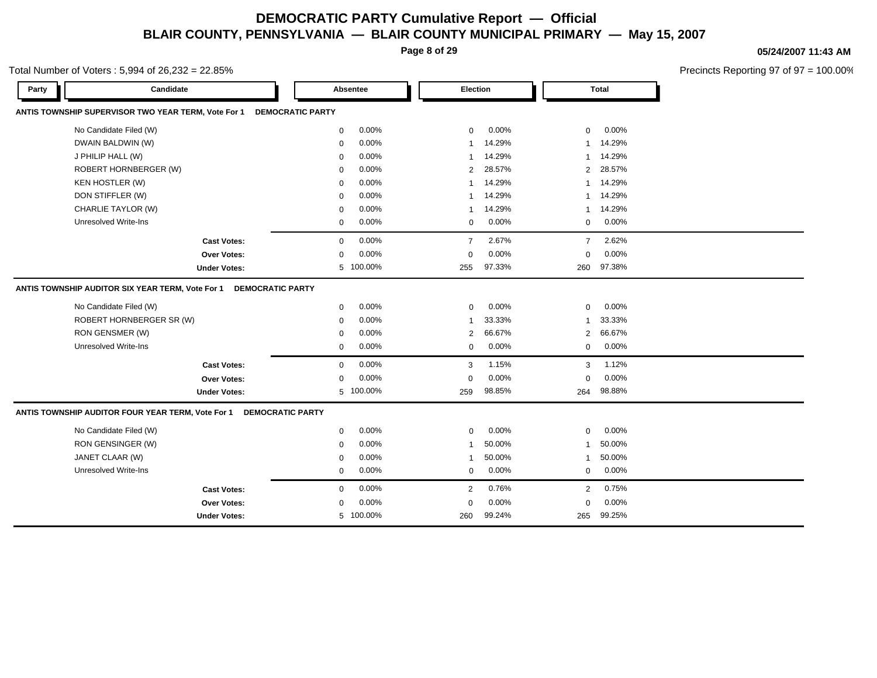# DEMOCRATIC PARTY Cumulative Report — Official

## BLAIR COUNTY, PENNSYLVANIA — BLAIR COUNTY MUNICIPAL PRIMARY — May 15, 2007

05/24/2007 11:43 AM

Total Number of Voters : 5,994 of 26,232 = 22.85%

Precincts Reporting 97 of 97 = 100.00%

### ANTIS TOWNSHIP SUPERVISOR TWO YEAR TERM, Vote For 1 — DEMOCRATIC PARTY

| Party | Candidate | Absentee | | Election | | Total | |
|---|---|---|---|---|---|---|---|
| | No Candidate Filed (W) | 0 | 0.00% | 0 | 0.00% | 0 | 0.00% |
| | DWAIN BALDWIN (W) | 0 | 0.00% | 1 | 14.29% | 1 | 14.29% |
| | J PHILIP HALL (W) | 0 | 0.00% | 1 | 14.29% | 1 | 14.29% |
| | ROBERT HORNBERGER (W) | 0 | 0.00% | 2 | 28.57% | 2 | 28.57% |
| | KEN HOSTLER (W) | 0 | 0.00% | 1 | 14.29% | 1 | 14.29% |
| | DON STIFFLER (W) | 0 | 0.00% | 1 | 14.29% | 1 | 14.29% |
| | CHARLIE TAYLOR (W) | 0 | 0.00% | 1 | 14.29% | 1 | 14.29% |
| | Unresolved Write-Ins | 0 | 0.00% | 0 | 0.00% | 0 | 0.00% |
| | **Cast Votes:** | 0 | 0.00% | 7 | 2.67% | 7 | 2.62% |
| | **Over Votes:** | 0 | 0.00% | 0 | 0.00% | 0 | 0.00% |
| | **Under Votes:** | 5 | 100.00% | 255 | 97.33% | 260 | 97.38% |

### ANTIS TOWNSHIP AUDITOR SIX YEAR TERM, Vote For 1 — DEMOCRATIC PARTY

| Party | Candidate | Absentee | | Election | | Total | |
|---|---|---|---|---|---|---|---|
| | No Candidate Filed (W) | 0 | 0.00% | 0 | 0.00% | 0 | 0.00% |
| | ROBERT HORNBERGER SR (W) | 0 | 0.00% | 1 | 33.33% | 1 | 33.33% |
| | RON GENSMER (W) | 0 | 0.00% | 2 | 66.67% | 2 | 66.67% |
| | Unresolved Write-Ins | 0 | 0.00% | 0 | 0.00% | 0 | 0.00% |
| | **Cast Votes:** | 0 | 0.00% | 3 | 1.15% | 3 | 1.12% |
| | **Over Votes:** | 0 | 0.00% | 0 | 0.00% | 0 | 0.00% |
| | **Under Votes:** | 5 | 100.00% | 259 | 98.85% | 264 | 98.88% |

### ANTIS TOWNSHIP AUDITOR FOUR YEAR TERM, Vote For 1 — DEMOCRATIC PARTY

| Party | Candidate | Absentee | | Election | | Total | |
|---|---|---|---|---|---|---|---|
| | No Candidate Filed (W) | 0 | 0.00% | 0 | 0.00% | 0 | 0.00% |
| | RON GENSINGER (W) | 0 | 0.00% | 1 | 50.00% | 1 | 50.00% |
| | JANET CLAAR (W) | 0 | 0.00% | 1 | 50.00% | 1 | 50.00% |
| | Unresolved Write-Ins | 0 | 0.00% | 0 | 0.00% | 0 | 0.00% |
| | **Cast Votes:** | 0 | 0.00% | 2 | 0.76% | 2 | 0.75% |
| | **Over Votes:** | 0 | 0.00% | 0 | 0.00% | 0 | 0.00% |
| | **Under Votes:** | 5 | 100.00% | 260 | 99.24% | 265 | 99.25% |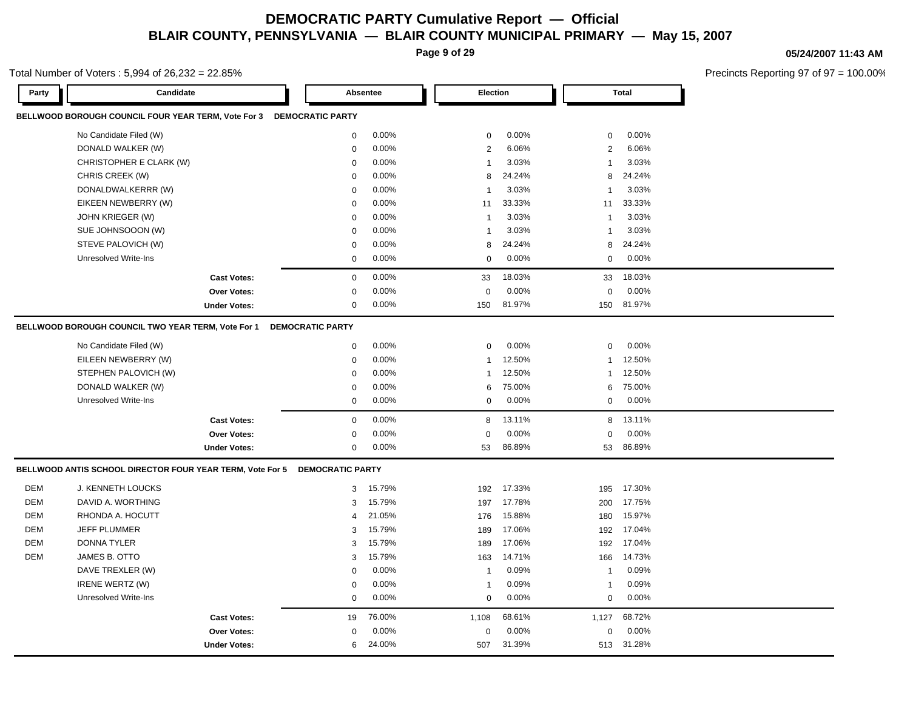# DEMOCRATIC PARTY Cumulative Report — Official

## BLAIR COUNTY, PENNSYLVANIA — BLAIR COUNTY MUNICIPAL PRIMARY — May 15, 2007

05/24/2007 11:43 AM

Total Number of Voters : 5,994 of 26,232 = 22.85%

Precincts Reporting 97 of 97 = 100.00%

### BELLWOOD BOROUGH COUNCIL FOUR YEAR TERM, Vote For 3 — DEMOCRATIC PARTY

| Party | Candidate | Absentee | | Election | | Total | |
|---|---|---|---|---|---|---|---|
| | No Candidate Filed (W) | 0 | 0.00% | 0 | 0.00% | 0 | 0.00% |
| | DONALD WALKER (W) | 0 | 0.00% | 2 | 6.06% | 2 | 6.06% |
| | CHRISTOPHER E CLARK (W) | 0 | 0.00% | 1 | 3.03% | 1 | 3.03% |
| | CHRIS CREEK (W) | 0 | 0.00% | 8 | 24.24% | 8 | 24.24% |
| | DONALDWALKERRR (W) | 0 | 0.00% | 1 | 3.03% | 1 | 3.03% |
| | EIKEEN NEWBERRY (W) | 0 | 0.00% | 11 | 33.33% | 11 | 33.33% |
| | JOHN KRIEGER (W) | 0 | 0.00% | 1 | 3.03% | 1 | 3.03% |
| | SUE JOHNSOOON (W) | 0 | 0.00% | 1 | 3.03% | 1 | 3.03% |
| | STEVE PALOVICH (W) | 0 | 0.00% | 8 | 24.24% | 8 | 24.24% |
| | Unresolved Write-Ins | 0 | 0.00% | 0 | 0.00% | 0 | 0.00% |
| | **Cast Votes:** | 0 | 0.00% | 33 | 18.03% | 33 | 18.03% |
| | **Over Votes:** | 0 | 0.00% | 0 | 0.00% | 0 | 0.00% |
| | **Under Votes:** | 0 | 0.00% | 150 | 81.97% | 150 | 81.97% |

### BELLWOOD BOROUGH COUNCIL TWO YEAR TERM, Vote For 1 — DEMOCRATIC PARTY

| Party | Candidate | Absentee | | Election | | Total | |
|---|---|---|---|---|---|---|---|
| | No Candidate Filed (W) | 0 | 0.00% | 0 | 0.00% | 0 | 0.00% |
| | EILEEN NEWBERRY (W) | 0 | 0.00% | 1 | 12.50% | 1 | 12.50% |
| | STEPHEN PALOVICH (W) | 0 | 0.00% | 1 | 12.50% | 1 | 12.50% |
| | DONALD WALKER (W) | 0 | 0.00% | 6 | 75.00% | 6 | 75.00% |
| | Unresolved Write-Ins | 0 | 0.00% | 0 | 0.00% | 0 | 0.00% |
| | **Cast Votes:** | 0 | 0.00% | 8 | 13.11% | 8 | 13.11% |
| | **Over Votes:** | 0 | 0.00% | 0 | 0.00% | 0 | 0.00% |
| | **Under Votes:** | 0 | 0.00% | 53 | 86.89% | 53 | 86.89% |

### BELLWOOD ANTIS SCHOOL DIRECTOR FOUR YEAR TERM, Vote For 5 — DEMOCRATIC PARTY

| Party | Candidate | Absentee | | Election | | Total | |
|---|---|---|---|---|---|---|---|
| DEM | J. KENNETH LOUCKS | 3 | 15.79% | 192 | 17.33% | 195 | 17.30% |
| DEM | DAVID A. WORTHING | 3 | 15.79% | 197 | 17.78% | 200 | 17.75% |
| DEM | RHONDA A. HOCUTT | 4 | 21.05% | 176 | 15.88% | 180 | 15.97% |
| DEM | JEFF PLUMMER | 3 | 15.79% | 189 | 17.06% | 192 | 17.04% |
| DEM | DONNA TYLER | 3 | 15.79% | 189 | 17.06% | 192 | 17.04% |
| DEM | JAMES B. OTTO | 3 | 15.79% | 163 | 14.71% | 166 | 14.73% |
| | DAVE TREXLER (W) | 0 | 0.00% | 1 | 0.09% | 1 | 0.09% |
| | IRENE WERTZ (W) | 0 | 0.00% | 1 | 0.09% | 1 | 0.09% |
| | Unresolved Write-Ins | 0 | 0.00% | 0 | 0.00% | 0 | 0.00% |
| | **Cast Votes:** | 19 | 76.00% | 1,108 | 68.61% | 1,127 | 68.72% |
| | **Over Votes:** | 0 | 0.00% | 0 | 0.00% | 0 | 0.00% |
| | **Under Votes:** | 6 | 24.00% | 507 | 31.39% | 513 | 31.28% |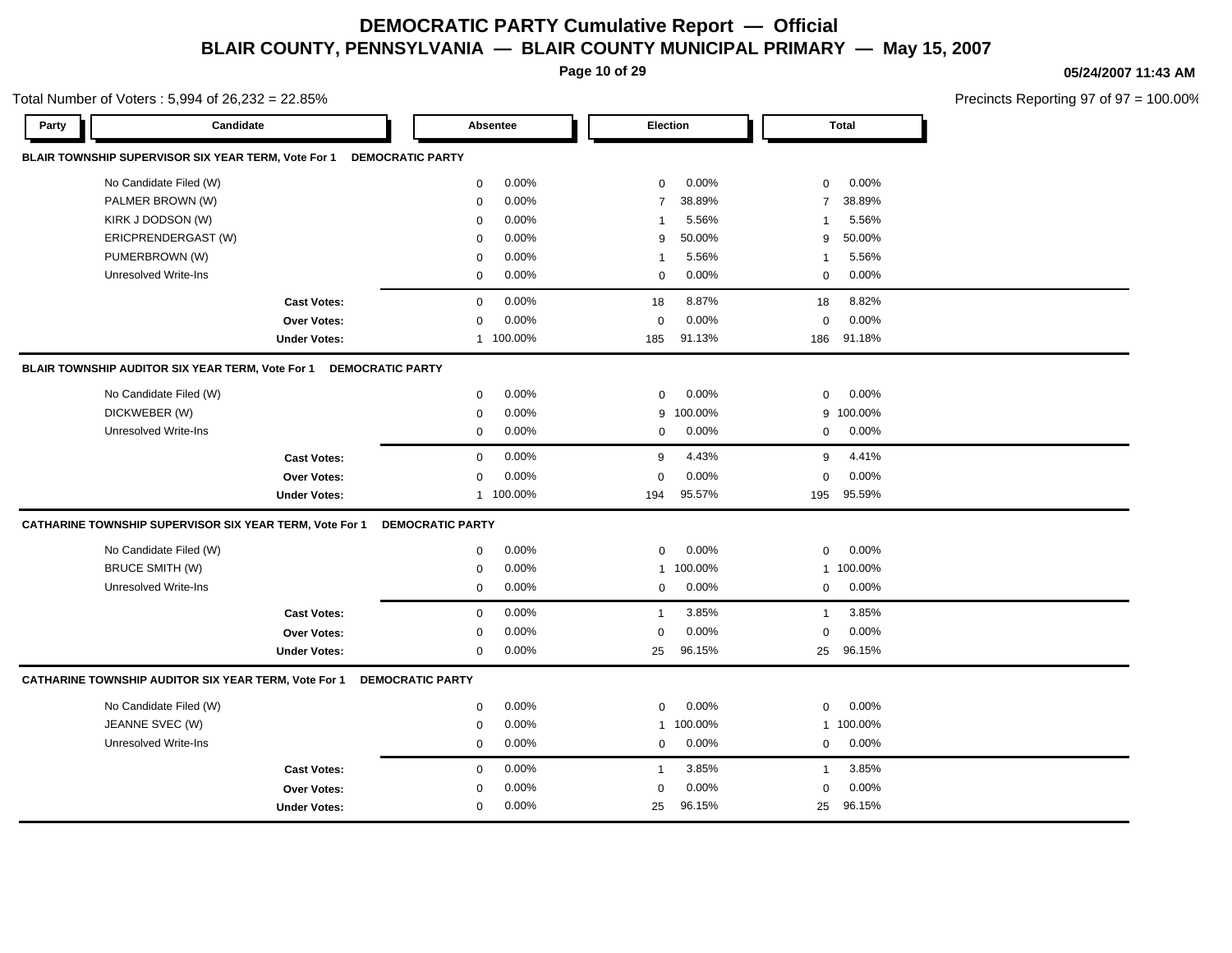# DEMOCRATIC PARTY Cumulative Report — Official

## BLAIR COUNTY, PENNSYLVANIA — BLAIR COUNTY MUNICIPAL PRIMARY — May 15, 2007

05/24/2007 11:43 AM

Total Number of Voters : 5,994 of 26,232 = 22.85%

Precincts Reporting 97 of 97 = 100.00%

| Party | Candidate | Absentee | | Election | | Total | |
|---|---|---|---|---|---|---|---|
| **BLAIR TOWNSHIP SUPERVISOR SIX YEAR TERM, Vote For 1** | **DEMOCRATIC PARTY** | | | | | | |
| | No Candidate Filed (W) | 0 | 0.00% | 0 | 0.00% | 0 | 0.00% |
| | PALMER BROWN (W) | 0 | 0.00% | 7 | 38.89% | 7 | 38.89% |
| | KIRK J DODSON (W) | 0 | 0.00% | 1 | 5.56% | 1 | 5.56% |
| | ERICPRENDERGAST (W) | 0 | 0.00% | 9 | 50.00% | 9 | 50.00% |
| | PUMERBROWN (W) | 0 | 0.00% | 1 | 5.56% | 1 | 5.56% |
| | Unresolved Write-Ins | 0 | 0.00% | 0 | 0.00% | 0 | 0.00% |
| | **Cast Votes:** | 0 | 0.00% | 18 | 8.87% | 18 | 8.82% |
| | **Over Votes:** | 0 | 0.00% | 0 | 0.00% | 0 | 0.00% |
| | **Under Votes:** | 1 | 100.00% | 185 | 91.13% | 186 | 91.18% |
| **BLAIR TOWNSHIP AUDITOR SIX YEAR TERM, Vote For 1** | **DEMOCRATIC PARTY** | | | | | | |
| | No Candidate Filed (W) | 0 | 0.00% | 0 | 0.00% | 0 | 0.00% |
| | DICKWEBER (W) | 0 | 0.00% | 9 | 100.00% | 9 | 100.00% |
| | Unresolved Write-Ins | 0 | 0.00% | 0 | 0.00% | 0 | 0.00% |
| | **Cast Votes:** | 0 | 0.00% | 9 | 4.43% | 9 | 4.41% |
| | **Over Votes:** | 0 | 0.00% | 0 | 0.00% | 0 | 0.00% |
| | **Under Votes:** | 1 | 100.00% | 194 | 95.57% | 195 | 95.59% |
| **CATHARINE TOWNSHIP SUPERVISOR SIX YEAR TERM, Vote For 1** | **DEMOCRATIC PARTY** | | | | | | |
| | No Candidate Filed (W) | 0 | 0.00% | 0 | 0.00% | 0 | 0.00% |
| | BRUCE SMITH (W) | 0 | 0.00% | 1 | 100.00% | 1 | 100.00% |
| | Unresolved Write-Ins | 0 | 0.00% | 0 | 0.00% | 0 | 0.00% |
| | **Cast Votes:** | 0 | 0.00% | 1 | 3.85% | 1 | 3.85% |
| | **Over Votes:** | 0 | 0.00% | 0 | 0.00% | 0 | 0.00% |
| | **Under Votes:** | 0 | 0.00% | 25 | 96.15% | 25 | 96.15% |
| **CATHARINE TOWNSHIP AUDITOR SIX YEAR TERM, Vote For 1** | **DEMOCRATIC PARTY** | | | | | | |
| | No Candidate Filed (W) | 0 | 0.00% | 0 | 0.00% | 0 | 0.00% |
| | JEANNE SVEC (W) | 0 | 0.00% | 1 | 100.00% | 1 | 100.00% |
| | Unresolved Write-Ins | 0 | 0.00% | 0 | 0.00% | 0 | 0.00% |
| | **Cast Votes:** | 0 | 0.00% | 1 | 3.85% | 1 | 3.85% |
| | **Over Votes:** | 0 | 0.00% | 0 | 0.00% | 0 | 0.00% |
| | **Under Votes:** | 0 | 0.00% | 25 | 96.15% | 25 | 96.15% |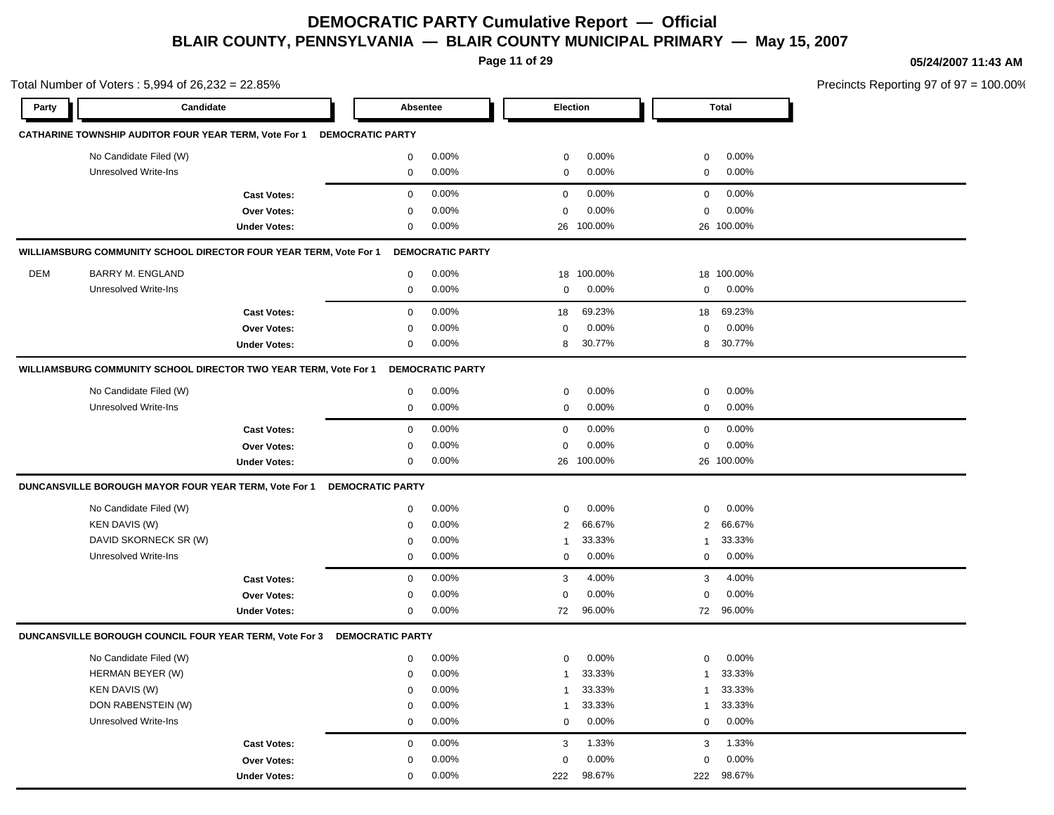# DEMOCRATIC PARTY Cumulative Report — Official

## BLAIR COUNTY, PENNSYLVANIA — BLAIR COUNTY MUNICIPAL PRIMARY — May 15, 2007

05/24/2007 11:43 AM

Total Number of Voters : 5,994 of 26,232 = 22.85%

Precincts Reporting 97 of 97 = 100.00%

### CATHARINE TOWNSHIP AUDITOR FOUR YEAR TERM, Vote For 1 DEMOCRATIC PARTY

| Party | Candidate | Absentee | | Election | | Total | |
|---|---|---|---|---|---|---|---|
| | No Candidate Filed (W) | 0 | 0.00% | 0 | 0.00% | 0 | 0.00% |
| | Unresolved Write-Ins | 0 | 0.00% | 0 | 0.00% | 0 | 0.00% |
| | **Cast Votes:** | 0 | 0.00% | 0 | 0.00% | 0 | 0.00% |
| | **Over Votes:** | 0 | 0.00% | 0 | 0.00% | 0 | 0.00% |
| | **Under Votes:** | 0 | 0.00% | 26 | 100.00% | 26 | 100.00% |

### WILLIAMSBURG COMMUNITY SCHOOL DIRECTOR FOUR YEAR TERM, Vote For 1 DEMOCRATIC PARTY

| Party | Candidate | Absentee | | Election | | Total | |
|---|---|---|---|---|---|---|---|
| DEM | BARRY M. ENGLAND | 0 | 0.00% | 18 | 100.00% | 18 | 100.00% |
| | Unresolved Write-Ins | 0 | 0.00% | 0 | 0.00% | 0 | 0.00% |
| | **Cast Votes:** | 0 | 0.00% | 18 | 69.23% | 18 | 69.23% |
| | **Over Votes:** | 0 | 0.00% | 0 | 0.00% | 0 | 0.00% |
| | **Under Votes:** | 0 | 0.00% | 8 | 30.77% | 8 | 30.77% |

### WILLIAMSBURG COMMUNITY SCHOOL DIRECTOR TWO YEAR TERM, Vote For 1 DEMOCRATIC PARTY

| Party | Candidate | Absentee | | Election | | Total | |
|---|---|---|---|---|---|---|---|
| | No Candidate Filed (W) | 0 | 0.00% | 0 | 0.00% | 0 | 0.00% |
| | Unresolved Write-Ins | 0 | 0.00% | 0 | 0.00% | 0 | 0.00% |
| | **Cast Votes:** | 0 | 0.00% | 0 | 0.00% | 0 | 0.00% |
| | **Over Votes:** | 0 | 0.00% | 0 | 0.00% | 0 | 0.00% |
| | **Under Votes:** | 0 | 0.00% | 26 | 100.00% | 26 | 100.00% |

### DUNCANSVILLE BOROUGH MAYOR FOUR YEAR TERM, Vote For 1 DEMOCRATIC PARTY

| Party | Candidate | Absentee | | Election | | Total | |
|---|---|---|---|---|---|---|---|
| | No Candidate Filed (W) | 0 | 0.00% | 0 | 0.00% | 0 | 0.00% |
| | KEN DAVIS (W) | 0 | 0.00% | 2 | 66.67% | 2 | 66.67% |
| | DAVID SKORNECK SR (W) | 0 | 0.00% | 1 | 33.33% | 1 | 33.33% |
| | Unresolved Write-Ins | 0 | 0.00% | 0 | 0.00% | 0 | 0.00% |
| | **Cast Votes:** | 0 | 0.00% | 3 | 4.00% | 3 | 4.00% |
| | **Over Votes:** | 0 | 0.00% | 0 | 0.00% | 0 | 0.00% |
| | **Under Votes:** | 0 | 0.00% | 72 | 96.00% | 72 | 96.00% |

### DUNCANSVILLE BOROUGH COUNCIL FOUR YEAR TERM, Vote For 3 DEMOCRATIC PARTY

| Party | Candidate | Absentee | | Election | | Total | |
|---|---|---|---|---|---|---|---|
| | No Candidate Filed (W) | 0 | 0.00% | 0 | 0.00% | 0 | 0.00% |
| | HERMAN BEYER (W) | 0 | 0.00% | 1 | 33.33% | 1 | 33.33% |
| | KEN DAVIS (W) | 0 | 0.00% | 1 | 33.33% | 1 | 33.33% |
| | DON RABENSTEIN (W) | 0 | 0.00% | 1 | 33.33% | 1 | 33.33% |
| | Unresolved Write-Ins | 0 | 0.00% | 0 | 0.00% | 0 | 0.00% |
| | **Cast Votes:** | 0 | 0.00% | 3 | 1.33% | 3 | 1.33% |
| | **Over Votes:** | 0 | 0.00% | 0 | 0.00% | 0 | 0.00% |
| | **Under Votes:** | 0 | 0.00% | 222 | 98.67% | 222 | 98.67% |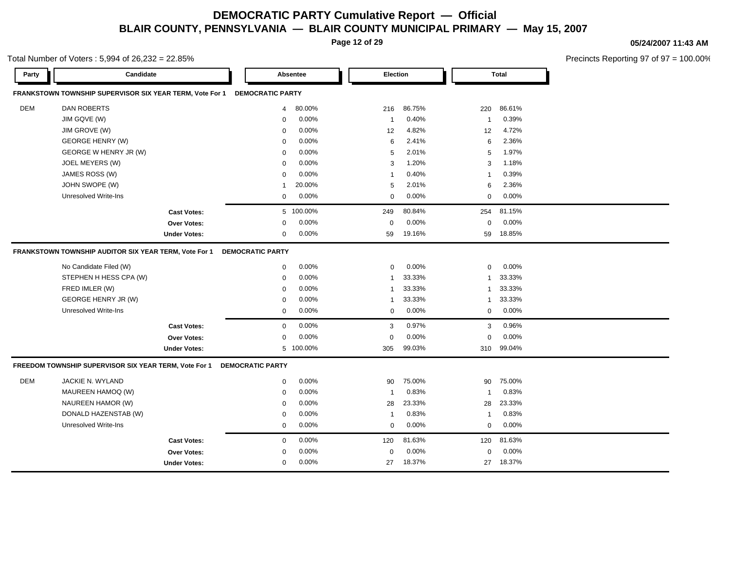# DEMOCRATIC PARTY Cumulative Report — Official

## BLAIR COUNTY, PENNSYLVANIA — BLAIR COUNTY MUNICIPAL PRIMARY — May 15, 2007

05/24/2007 11:43 AM

Total Number of Voters : 5,994 of 26,232 = 22.85%

Precincts Reporting 97 of 97 = 100.00%

### FRANKSTOWN TOWNSHIP SUPERVISOR SIX YEAR TERM, Vote For 1 — DEMOCRATIC PARTY

| Party | Candidate | Absentee | | Election | | Total | |
|---|---|---|---|---|---|---|---|
| DEM | DAN ROBERTS | 4 | 80.00% | 216 | 86.75% | 220 | 86.61% |
| | JIM GQVE (W) | 0 | 0.00% | 1 | 0.40% | 1 | 0.39% |
| | JIM GROVE (W) | 0 | 0.00% | 12 | 4.82% | 12 | 4.72% |
| | GEORGE HENRY (W) | 0 | 0.00% | 6 | 2.41% | 6 | 2.36% |
| | GEORGE W HENRY JR (W) | 0 | 0.00% | 5 | 2.01% | 5 | 1.97% |
| | JOEL MEYERS (W) | 0 | 0.00% | 3 | 1.20% | 3 | 1.18% |
| | JAMES ROSS (W) | 0 | 0.00% | 1 | 0.40% | 1 | 0.39% |
| | JOHN SWOPE (W) | 1 | 20.00% | 5 | 2.01% | 6 | 2.36% |
| | Unresolved Write-Ins | 0 | 0.00% | 0 | 0.00% | 0 | 0.00% |
| | **Cast Votes:** | 5 | 100.00% | 249 | 80.84% | 254 | 81.15% |
| | **Over Votes:** | 0 | 0.00% | 0 | 0.00% | 0 | 0.00% |
| | **Under Votes:** | 0 | 0.00% | 59 | 19.16% | 59 | 18.85% |

### FRANKSTOWN TOWNSHIP AUDITOR SIX YEAR TERM, Vote For 1 — DEMOCRATIC PARTY

| Party | Candidate | Absentee | | Election | | Total | |
|---|---|---|---|---|---|---|---|
| | No Candidate Filed (W) | 0 | 0.00% | 0 | 0.00% | 0 | 0.00% |
| | STEPHEN H HESS CPA (W) | 0 | 0.00% | 1 | 33.33% | 1 | 33.33% |
| | FRED IMLER (W) | 0 | 0.00% | 1 | 33.33% | 1 | 33.33% |
| | GEORGE HENRY JR (W) | 0 | 0.00% | 1 | 33.33% | 1 | 33.33% |
| | Unresolved Write-Ins | 0 | 0.00% | 0 | 0.00% | 0 | 0.00% |
| | **Cast Votes:** | 0 | 0.00% | 3 | 0.97% | 3 | 0.96% |
| | **Over Votes:** | 0 | 0.00% | 0 | 0.00% | 0 | 0.00% |
| | **Under Votes:** | 5 | 100.00% | 305 | 99.03% | 310 | 99.04% |

### FREEDOM TOWNSHIP SUPERVISOR SIX YEAR TERM, Vote For 1 — DEMOCRATIC PARTY

| Party | Candidate | Absentee | | Election | | Total | |
|---|---|---|---|---|---|---|---|
| DEM | JACKIE N. WYLAND | 0 | 0.00% | 90 | 75.00% | 90 | 75.00% |
| | MAUREEN HAMOQ (W) | 0 | 0.00% | 1 | 0.83% | 1 | 0.83% |
| | NAUREEN HAMOR (W) | 0 | 0.00% | 28 | 23.33% | 28 | 23.33% |
| | DONALD HAZENSTAB (W) | 0 | 0.00% | 1 | 0.83% | 1 | 0.83% |
| | Unresolved Write-Ins | 0 | 0.00% | 0 | 0.00% | 0 | 0.00% |
| | **Cast Votes:** | 0 | 0.00% | 120 | 81.63% | 120 | 81.63% |
| | **Over Votes:** | 0 | 0.00% | 0 | 0.00% | 0 | 0.00% |
| | **Under Votes:** | 0 | 0.00% | 27 | 18.37% | 27 | 18.37% |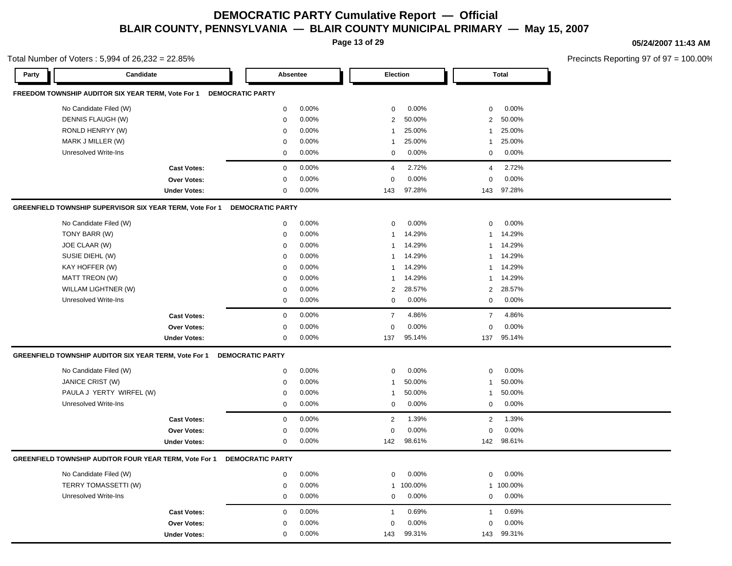# DEMOCRATIC PARTY Cumulative Report — Official

## BLAIR COUNTY, PENNSYLVANIA — BLAIR COUNTY MUNICIPAL PRIMARY — May 15, 2007

05/24/2007 11:43 AM

Total Number of Voters : 5,994 of 26,232 = 22.85%

Precincts Reporting 97 of 97 = 100.00%

### FREEDOM TOWNSHIP AUDITOR SIX YEAR TERM, Vote For 1 — DEMOCRATIC PARTY

| Party | Candidate | Absentee | | Election | | Total | |
|---|---|---|---|---|---|---|---|
| | No Candidate Filed (W) | 0 | 0.00% | 0 | 0.00% | 0 | 0.00% |
| | DENNIS FLAUGH (W) | 0 | 0.00% | 2 | 50.00% | 2 | 50.00% |
| | RONLD HENRYY (W) | 0 | 0.00% | 1 | 25.00% | 1 | 25.00% |
| | MARK J MILLER (W) | 0 | 0.00% | 1 | 25.00% | 1 | 25.00% |
| | Unresolved Write-Ins | 0 | 0.00% | 0 | 0.00% | 0 | 0.00% |
| | **Cast Votes:** | 0 | 0.00% | 4 | 2.72% | 4 | 2.72% |
| | **Over Votes:** | 0 | 0.00% | 0 | 0.00% | 0 | 0.00% |
| | **Under Votes:** | 0 | 0.00% | 143 | 97.28% | 143 | 97.28% |

### GREENFIELD TOWNSHIP SUPERVISOR SIX YEAR TERM, Vote For 1 — DEMOCRATIC PARTY

| Party | Candidate | Absentee | | Election | | Total | |
|---|---|---|---|---|---|---|---|
| | No Candidate Filed (W) | 0 | 0.00% | 0 | 0.00% | 0 | 0.00% |
| | TONY BARR (W) | 0 | 0.00% | 1 | 14.29% | 1 | 14.29% |
| | JOE CLAAR (W) | 0 | 0.00% | 1 | 14.29% | 1 | 14.29% |
| | SUSIE DIEHL (W) | 0 | 0.00% | 1 | 14.29% | 1 | 14.29% |
| | KAY HOFFER (W) | 0 | 0.00% | 1 | 14.29% | 1 | 14.29% |
| | MATT TREON (W) | 0 | 0.00% | 1 | 14.29% | 1 | 14.29% |
| | WILLAM LIGHTNER (W) | 0 | 0.00% | 2 | 28.57% | 2 | 28.57% |
| | Unresolved Write-Ins | 0 | 0.00% | 0 | 0.00% | 0 | 0.00% |
| | **Cast Votes:** | 0 | 0.00% | 7 | 4.86% | 7 | 4.86% |
| | **Over Votes:** | 0 | 0.00% | 0 | 0.00% | 0 | 0.00% |
| | **Under Votes:** | 0 | 0.00% | 137 | 95.14% | 137 | 95.14% |

### GREENFIELD TOWNSHIP AUDITOR SIX YEAR TERM, Vote For 1 — DEMOCRATIC PARTY

| Party | Candidate | Absentee | | Election | | Total | |
|---|---|---|---|---|---|---|---|
| | No Candidate Filed (W) | 0 | 0.00% | 0 | 0.00% | 0 | 0.00% |
| | JANICE CRIST (W) | 0 | 0.00% | 1 | 50.00% | 1 | 50.00% |
| | PAULA J YERTY WIRFEL (W) | 0 | 0.00% | 1 | 50.00% | 1 | 50.00% |
| | Unresolved Write-Ins | 0 | 0.00% | 0 | 0.00% | 0 | 0.00% |
| | **Cast Votes:** | 0 | 0.00% | 2 | 1.39% | 2 | 1.39% |
| | **Over Votes:** | 0 | 0.00% | 0 | 0.00% | 0 | 0.00% |
| | **Under Votes:** | 0 | 0.00% | 142 | 98.61% | 142 | 98.61% |

### GREENFIELD TOWNSHIP AUDITOR FOUR YEAR TERM, Vote For 1 — DEMOCRATIC PARTY

| Party | Candidate | Absentee | | Election | | Total | |
|---|---|---|---|---|---|---|---|
| | No Candidate Filed (W) | 0 | 0.00% | 0 | 0.00% | 0 | 0.00% |
| | TERRY TOMASSETTI (W) | 0 | 0.00% | 1 | 100.00% | 1 | 100.00% |
| | Unresolved Write-Ins | 0 | 0.00% | 0 | 0.00% | 0 | 0.00% |
| | **Cast Votes:** | 0 | 0.00% | 1 | 0.69% | 1 | 0.69% |
| | **Over Votes:** | 0 | 0.00% | 0 | 0.00% | 0 | 0.00% |
| | **Under Votes:** | 0 | 0.00% | 143 | 99.31% | 143 | 99.31% |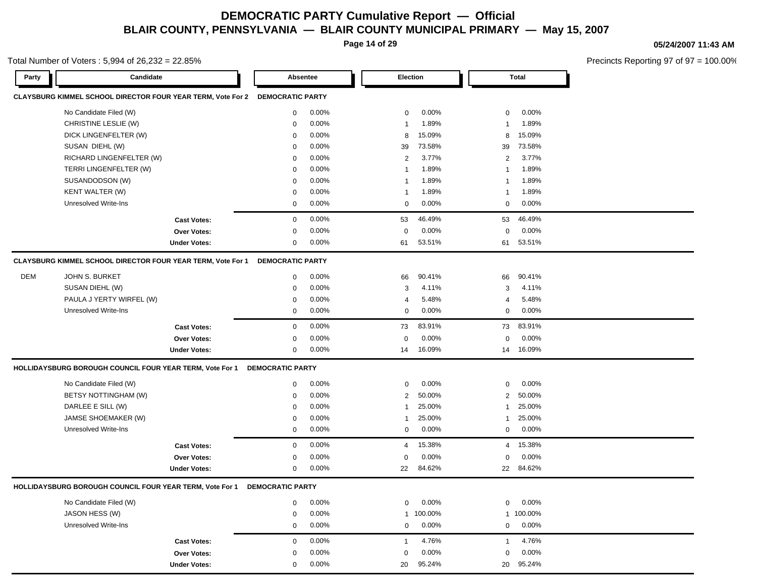# DEMOCRATIC PARTY Cumulative Report — Official

## BLAIR COUNTY, PENNSYLVANIA — BLAIR COUNTY MUNICIPAL PRIMARY — May 15, 2007

05/24/2007 11:43 AM

Total Number of Voters : 5,994 of 26,232 = 22.85%

Precincts Reporting 97 of 97 = 100.00%

### CLAYSBURG KIMMEL SCHOOL DIRECTOR FOUR YEAR TERM, Vote For 2 — DEMOCRATIC PARTY

| Party | Candidate | Absentee | | Election | | Total | |
|---|---|---|---|---|---|---|---|
| | No Candidate Filed (W) | 0 | 0.00% | 0 | 0.00% | 0 | 0.00% |
| | CHRISTINE LESLIE (W) | 0 | 0.00% | 1 | 1.89% | 1 | 1.89% |
| | DICK LINGENFELTER (W) | 0 | 0.00% | 8 | 15.09% | 8 | 15.09% |
| | SUSAN DIEHL (W) | 0 | 0.00% | 39 | 73.58% | 39 | 73.58% |
| | RICHARD LINGENFELTER (W) | 0 | 0.00% | 2 | 3.77% | 2 | 3.77% |
| | TERRI LINGENFELTER (W) | 0 | 0.00% | 1 | 1.89% | 1 | 1.89% |
| | SUSANDODSON (W) | 0 | 0.00% | 1 | 1.89% | 1 | 1.89% |
| | KENT WALTER (W) | 0 | 0.00% | 1 | 1.89% | 1 | 1.89% |
| | Unresolved Write-Ins | 0 | 0.00% | 0 | 0.00% | 0 | 0.00% |
| | **Cast Votes:** | 0 | 0.00% | 53 | 46.49% | 53 | 46.49% |
| | **Over Votes:** | 0 | 0.00% | 0 | 0.00% | 0 | 0.00% |
| | **Under Votes:** | 0 | 0.00% | 61 | 53.51% | 61 | 53.51% |

### CLAYSBURG KIMMEL SCHOOL DIRECTOR FOUR YEAR TERM, Vote For 1 — DEMOCRATIC PARTY

| Party | Candidate | Absentee | | Election | | Total | |
|---|---|---|---|---|---|---|---|
| DEM | JOHN S. BURKET | 0 | 0.00% | 66 | 90.41% | 66 | 90.41% |
| | SUSAN DIEHL (W) | 0 | 0.00% | 3 | 4.11% | 3 | 4.11% |
| | PAULA J YERTY WIRFEL (W) | 0 | 0.00% | 4 | 5.48% | 4 | 5.48% |
| | Unresolved Write-Ins | 0 | 0.00% | 0 | 0.00% | 0 | 0.00% |
| | **Cast Votes:** | 0 | 0.00% | 73 | 83.91% | 73 | 83.91% |
| | **Over Votes:** | 0 | 0.00% | 0 | 0.00% | 0 | 0.00% |
| | **Under Votes:** | 0 | 0.00% | 14 | 16.09% | 14 | 16.09% |

### HOLLIDAYSBURG BOROUGH COUNCIL FOUR YEAR TERM, Vote For 1 — DEMOCRATIC PARTY

| Party | Candidate | Absentee | | Election | | Total | |
|---|---|---|---|---|---|---|---|
| | No Candidate Filed (W) | 0 | 0.00% | 0 | 0.00% | 0 | 0.00% |
| | BETSY NOTTINGHAM (W) | 0 | 0.00% | 2 | 50.00% | 2 | 50.00% |
| | DARLEE E SILL (W) | 0 | 0.00% | 1 | 25.00% | 1 | 25.00% |
| | JAMSE SHOEMAKER (W) | 0 | 0.00% | 1 | 25.00% | 1 | 25.00% |
| | Unresolved Write-Ins | 0 | 0.00% | 0 | 0.00% | 0 | 0.00% |
| | **Cast Votes:** | 0 | 0.00% | 4 | 15.38% | 4 | 15.38% |
| | **Over Votes:** | 0 | 0.00% | 0 | 0.00% | 0 | 0.00% |
| | **Under Votes:** | 0 | 0.00% | 22 | 84.62% | 22 | 84.62% |

### HOLLIDAYSBURG BOROUGH COUNCIL FOUR YEAR TERM, Vote For 1 — DEMOCRATIC PARTY

| Party | Candidate | Absentee | | Election | | Total | |
|---|---|---|---|---|---|---|---|
| | No Candidate Filed (W) | 0 | 0.00% | 0 | 0.00% | 0 | 0.00% |
| | JASON HESS (W) | 0 | 0.00% | 1 | 100.00% | 1 | 100.00% |
| | Unresolved Write-Ins | 0 | 0.00% | 0 | 0.00% | 0 | 0.00% |
| | **Cast Votes:** | 0 | 0.00% | 1 | 4.76% | 1 | 4.76% |
| | **Over Votes:** | 0 | 0.00% | 0 | 0.00% | 0 | 0.00% |
| | **Under Votes:** | 0 | 0.00% | 20 | 95.24% | 20 | 95.24% |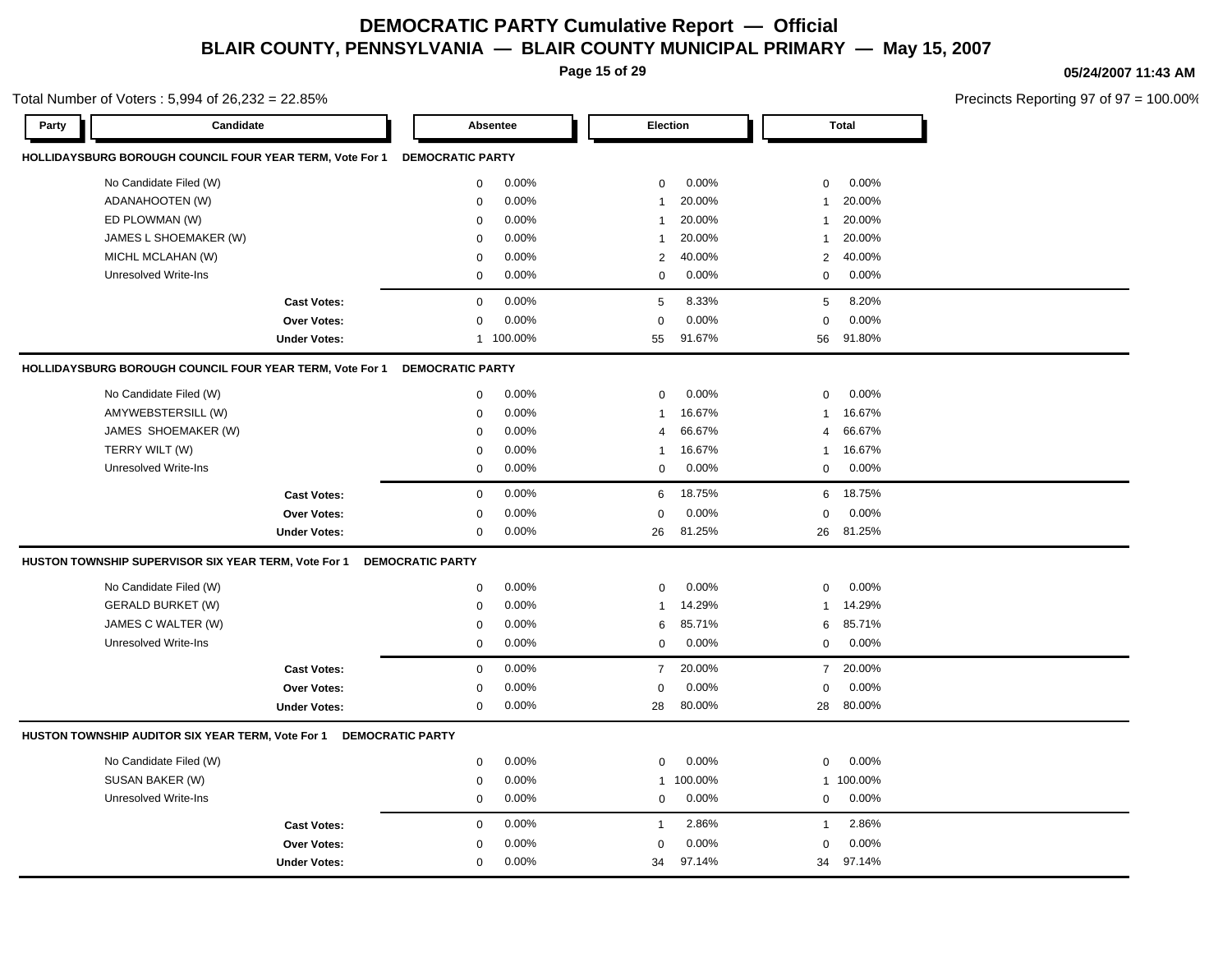# DEMOCRATIC PARTY Cumulative Report — Official

## BLAIR COUNTY, PENNSYLVANIA — BLAIR COUNTY MUNICIPAL PRIMARY — May 15, 2007

05/24/2007 11:43 AM

Total Number of Voters : 5,994 of 26,232 = 22.85%

Precincts Reporting 97 of 97 = 100.00%

### HOLLIDAYSBURG BOROUGH COUNCIL FOUR YEAR TERM, Vote For 1 — DEMOCRATIC PARTY

| Candidate | Absentee | | Election | | Total | |
|---|---|---|---|---|---|---|
| No Candidate Filed (W) | 0 | 0.00% | 0 | 0.00% | 0 | 0.00% |
| ADANAHOOTEN (W) | 0 | 0.00% | 1 | 20.00% | 1 | 20.00% |
| ED PLOWMAN (W) | 0 | 0.00% | 1 | 20.00% | 1 | 20.00% |
| JAMES L SHOEMAKER (W) | 0 | 0.00% | 1 | 20.00% | 1 | 20.00% |
| MICHL MCLAHAN (W) | 0 | 0.00% | 2 | 40.00% | 2 | 40.00% |
| Unresolved Write-Ins | 0 | 0.00% | 0 | 0.00% | 0 | 0.00% |
| **Cast Votes:** | 0 | 0.00% | 5 | 8.33% | 5 | 8.20% |
| **Over Votes:** | 0 | 0.00% | 0 | 0.00% | 0 | 0.00% |
| **Under Votes:** | 1 | 100.00% | 55 | 91.67% | 56 | 91.80% |

### HOLLIDAYSBURG BOROUGH COUNCIL FOUR YEAR TERM, Vote For 1 — DEMOCRATIC PARTY

| Candidate | Absentee | | Election | | Total | |
|---|---|---|---|---|---|---|
| No Candidate Filed (W) | 0 | 0.00% | 0 | 0.00% | 0 | 0.00% |
| AMYWEBSTERSILL (W) | 0 | 0.00% | 1 | 16.67% | 1 | 16.67% |
| JAMES SHOEMAKER (W) | 0 | 0.00% | 4 | 66.67% | 4 | 66.67% |
| TERRY WILT (W) | 0 | 0.00% | 1 | 16.67% | 1 | 16.67% |
| Unresolved Write-Ins | 0 | 0.00% | 0 | 0.00% | 0 | 0.00% |
| **Cast Votes:** | 0 | 0.00% | 6 | 18.75% | 6 | 18.75% |
| **Over Votes:** | 0 | 0.00% | 0 | 0.00% | 0 | 0.00% |
| **Under Votes:** | 0 | 0.00% | 26 | 81.25% | 26 | 81.25% |

### HUSTON TOWNSHIP SUPERVISOR SIX YEAR TERM, Vote For 1 — DEMOCRATIC PARTY

| Candidate | Absentee | | Election | | Total | |
|---|---|---|---|---|---|---|
| No Candidate Filed (W) | 0 | 0.00% | 0 | 0.00% | 0 | 0.00% |
| GERALD BURKET (W) | 0 | 0.00% | 1 | 14.29% | 1 | 14.29% |
| JAMES C WALTER (W) | 0 | 0.00% | 6 | 85.71% | 6 | 85.71% |
| Unresolved Write-Ins | 0 | 0.00% | 0 | 0.00% | 0 | 0.00% |
| **Cast Votes:** | 0 | 0.00% | 7 | 20.00% | 7 | 20.00% |
| **Over Votes:** | 0 | 0.00% | 0 | 0.00% | 0 | 0.00% |
| **Under Votes:** | 0 | 0.00% | 28 | 80.00% | 28 | 80.00% |

### HUSTON TOWNSHIP AUDITOR SIX YEAR TERM, Vote For 1 — DEMOCRATIC PARTY

| Candidate | Absentee | | Election | | Total | |
|---|---|---|---|---|---|---|
| No Candidate Filed (W) | 0 | 0.00% | 0 | 0.00% | 0 | 0.00% |
| SUSAN BAKER (W) | 0 | 0.00% | 1 | 100.00% | 1 | 100.00% |
| Unresolved Write-Ins | 0 | 0.00% | 0 | 0.00% | 0 | 0.00% |
| **Cast Votes:** | 0 | 0.00% | 1 | 2.86% | 1 | 2.86% |
| **Over Votes:** | 0 | 0.00% | 0 | 0.00% | 0 | 0.00% |
| **Under Votes:** | 0 | 0.00% | 34 | 97.14% | 34 | 97.14% |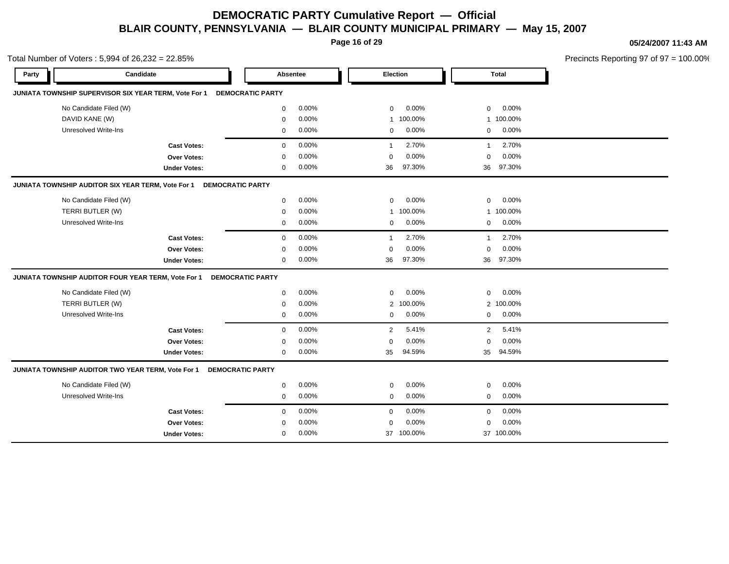# DEMOCRATIC PARTY Cumulative Report — Official

## BLAIR COUNTY, PENNSYLVANIA — BLAIR COUNTY MUNICIPAL PRIMARY — May 15, 2007

05/24/2007 11:43 AM

Total Number of Voters : 5,994 of 26,232 = 22.85%

Precincts Reporting 97 of 97 = 100.00%

| Party | Candidate | Absentee | | Election | | Total | |
|---|---|---|---|---|---|---|---|
| **JUNIATA TOWNSHIP SUPERVISOR SIX YEAR TERM, Vote For 1** | **DEMOCRATIC PARTY** | | | | | | |
| | No Candidate Filed (W) | 0 | 0.00% | 0 | 0.00% | 0 | 0.00% |
| | DAVID KANE (W) | 0 | 0.00% | 1 | 100.00% | 1 | 100.00% |
| | Unresolved Write-Ins | 0 | 0.00% | 0 | 0.00% | 0 | 0.00% |
| | **Cast Votes:** | 0 | 0.00% | 1 | 2.70% | 1 | 2.70% |
| | **Over Votes:** | 0 | 0.00% | 0 | 0.00% | 0 | 0.00% |
| | **Under Votes:** | 0 | 0.00% | 36 | 97.30% | 36 | 97.30% |
| **JUNIATA TOWNSHIP AUDITOR SIX YEAR TERM, Vote For 1** | **DEMOCRATIC PARTY** | | | | | | |
| | No Candidate Filed (W) | 0 | 0.00% | 0 | 0.00% | 0 | 0.00% |
| | TERRI BUTLER (W) | 0 | 0.00% | 1 | 100.00% | 1 | 100.00% |
| | Unresolved Write-Ins | 0 | 0.00% | 0 | 0.00% | 0 | 0.00% |
| | **Cast Votes:** | 0 | 0.00% | 1 | 2.70% | 1 | 2.70% |
| | **Over Votes:** | 0 | 0.00% | 0 | 0.00% | 0 | 0.00% |
| | **Under Votes:** | 0 | 0.00% | 36 | 97.30% | 36 | 97.30% |
| **JUNIATA TOWNSHIP AUDITOR FOUR YEAR TERM, Vote For 1** | **DEMOCRATIC PARTY** | | | | | | |
| | No Candidate Filed (W) | 0 | 0.00% | 0 | 0.00% | 0 | 0.00% |
| | TERRI BUTLER (W) | 0 | 0.00% | 2 | 100.00% | 2 | 100.00% |
| | Unresolved Write-Ins | 0 | 0.00% | 0 | 0.00% | 0 | 0.00% |
| | **Cast Votes:** | 0 | 0.00% | 2 | 5.41% | 2 | 5.41% |
| | **Over Votes:** | 0 | 0.00% | 0 | 0.00% | 0 | 0.00% |
| | **Under Votes:** | 0 | 0.00% | 35 | 94.59% | 35 | 94.59% |
| **JUNIATA TOWNSHIP AUDITOR TWO YEAR TERM, Vote For 1** | **DEMOCRATIC PARTY** | | | | | | |
| | No Candidate Filed (W) | 0 | 0.00% | 0 | 0.00% | 0 | 0.00% |
| | Unresolved Write-Ins | 0 | 0.00% | 0 | 0.00% | 0 | 0.00% |
| | **Cast Votes:** | 0 | 0.00% | 0 | 0.00% | 0 | 0.00% |
| | **Over Votes:** | 0 | 0.00% | 0 | 0.00% | 0 | 0.00% |
| | **Under Votes:** | 0 | 0.00% | 37 | 100.00% | 37 | 100.00% |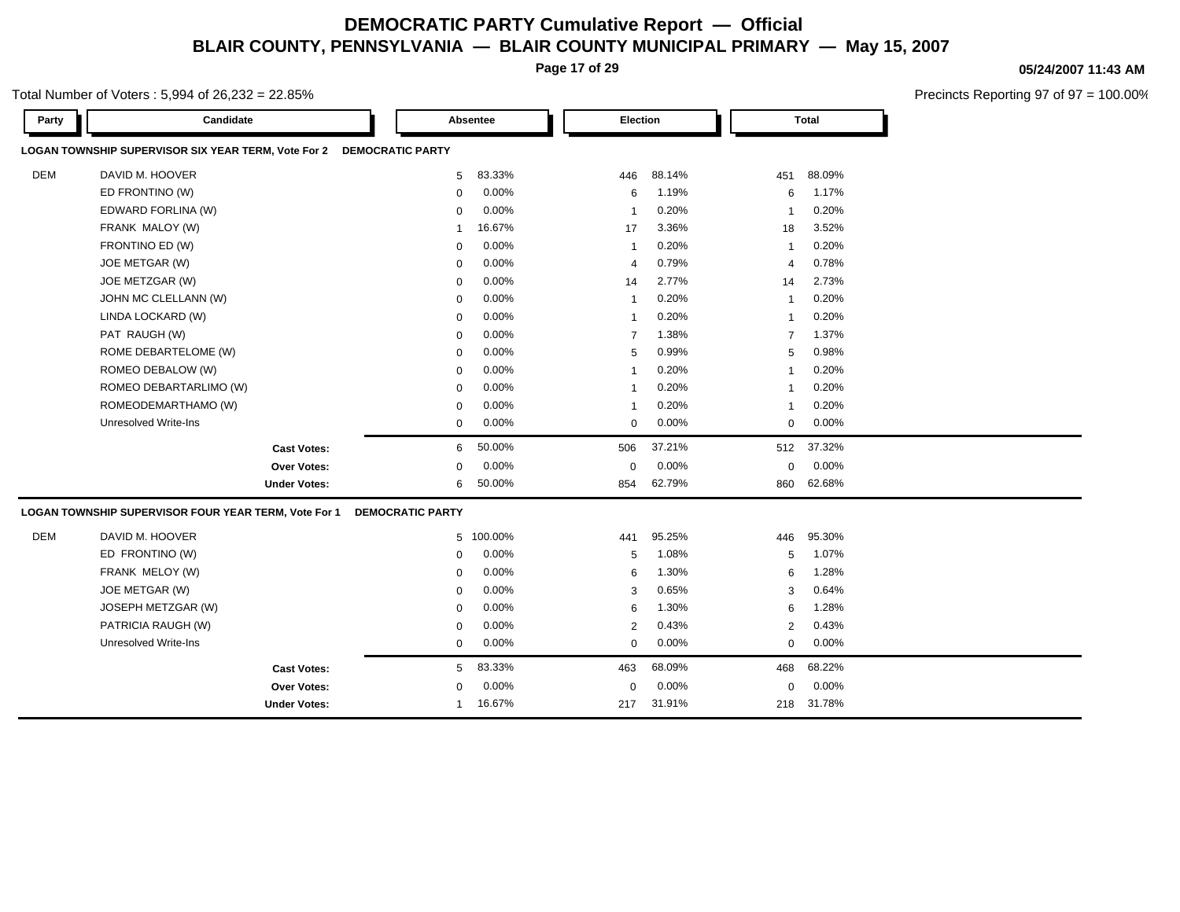# DEMOCRATIC PARTY Cumulative Report — Official

## BLAIR COUNTY, PENNSYLVANIA — BLAIR COUNTY MUNICIPAL PRIMARY — May 15, 2007

05/24/2007 11:43 AM

Total Number of Voters : 5,994 of 26,232 = 22.85%

Precincts Reporting 97 of 97 = 100.00%

### LOGAN TOWNSHIP SUPERVISOR SIX YEAR TERM, Vote For 2 — DEMOCRATIC PARTY

| Party | Candidate | Absentee | | Election | | Total | |
|---|---|---|---|---|---|---|---|
| DEM | DAVID M. HOOVER | 5 | 83.33% | 446 | 88.14% | 451 | 88.09% |
| | ED FRONTINO (W) | 0 | 0.00% | 6 | 1.19% | 6 | 1.17% |
| | EDWARD FORLINA (W) | 0 | 0.00% | 1 | 0.20% | 1 | 0.20% |
| | FRANK MALOY (W) | 1 | 16.67% | 17 | 3.36% | 18 | 3.52% |
| | FRONTINO ED (W) | 0 | 0.00% | 1 | 0.20% | 1 | 0.20% |
| | JOE METGAR (W) | 0 | 0.00% | 4 | 0.79% | 4 | 0.78% |
| | JOE METZGAR (W) | 0 | 0.00% | 14 | 2.77% | 14 | 2.73% |
| | JOHN MC CLELLANN (W) | 0 | 0.00% | 1 | 0.20% | 1 | 0.20% |
| | LINDA LOCKARD (W) | 0 | 0.00% | 1 | 0.20% | 1 | 0.20% |
| | PAT RAUGH (W) | 0 | 0.00% | 7 | 1.38% | 7 | 1.37% |
| | ROME DEBARTELOME (W) | 0 | 0.00% | 5 | 0.99% | 5 | 0.98% |
| | ROMEO DEBALOW (W) | 0 | 0.00% | 1 | 0.20% | 1 | 0.20% |
| | ROMEO DEBARTARLIMO (W) | 0 | 0.00% | 1 | 0.20% | 1 | 0.20% |
| | ROMEODEMARTHAMO (W) | 0 | 0.00% | 1 | 0.20% | 1 | 0.20% |
| | Unresolved Write-Ins | 0 | 0.00% | 0 | 0.00% | 0 | 0.00% |
| | **Cast Votes:** | 6 | 50.00% | 506 | 37.21% | 512 | 37.32% |
| | **Over Votes:** | 0 | 0.00% | 0 | 0.00% | 0 | 0.00% |
| | **Under Votes:** | 6 | 50.00% | 854 | 62.79% | 860 | 62.68% |

### LOGAN TOWNSHIP SUPERVISOR FOUR YEAR TERM, Vote For 1 — DEMOCRATIC PARTY

| Party | Candidate | Absentee | | Election | | Total | |
|---|---|---|---|---|---|---|---|
| DEM | DAVID M. HOOVER | 5 | 100.00% | 441 | 95.25% | 446 | 95.30% |
| | ED FRONTINO (W) | 0 | 0.00% | 5 | 1.08% | 5 | 1.07% |
| | FRANK MELOY (W) | 0 | 0.00% | 6 | 1.30% | 6 | 1.28% |
| | JOE METGAR (W) | 0 | 0.00% | 3 | 0.65% | 3 | 0.64% |
| | JOSEPH METZGAR (W) | 0 | 0.00% | 6 | 1.30% | 6 | 1.28% |
| | PATRICIA RAUGH (W) | 0 | 0.00% | 2 | 0.43% | 2 | 0.43% |
| | Unresolved Write-Ins | 0 | 0.00% | 0 | 0.00% | 0 | 0.00% |
| | **Cast Votes:** | 5 | 83.33% | 463 | 68.09% | 468 | 68.22% |
| | **Over Votes:** | 0 | 0.00% | 0 | 0.00% | 0 | 0.00% |
| | **Under Votes:** | 1 | 16.67% | 217 | 31.91% | 218 | 31.78% |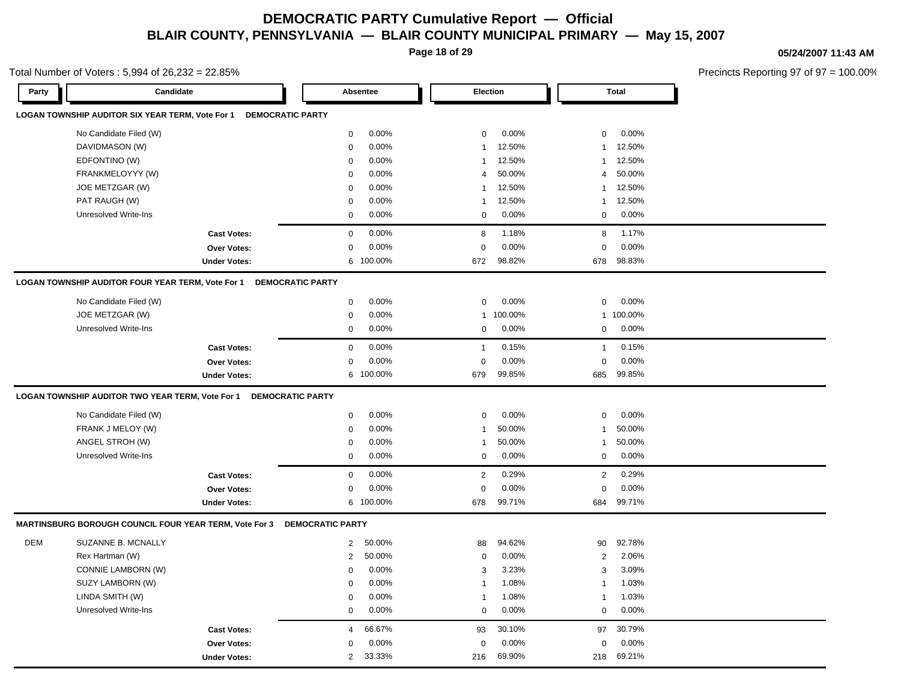# DEMOCRATIC PARTY Cumulative Report — Official

## BLAIR COUNTY, PENNSYLVANIA — BLAIR COUNTY MUNICIPAL PRIMARY — May 15, 2007

05/24/2007 11:43 AM

Total Number of Voters : 5,994 of 26,232 = 22.85%

Precincts Reporting 97 of 97 = 100.00%

### LOGAN TOWNSHIP AUDITOR SIX YEAR TERM, Vote For 1 — DEMOCRATIC PARTY

| Party | Candidate | Absentee | | Election | | Total | |
|---|---|---|---|---|---|---|---|
| | No Candidate Filed (W) | 0 | 0.00% | 0 | 0.00% | 0 | 0.00% |
| | DAVIDMASON (W) | 0 | 0.00% | 1 | 12.50% | 1 | 12.50% |
| | EDFONTINO (W) | 0 | 0.00% | 1 | 12.50% | 1 | 12.50% |
| | FRANKMELOYYY (W) | 0 | 0.00% | 4 | 50.00% | 4 | 50.00% |
| | JOE METZGAR (W) | 0 | 0.00% | 1 | 12.50% | 1 | 12.50% |
| | PAT RAUGH (W) | 0 | 0.00% | 1 | 12.50% | 1 | 12.50% |
| | Unresolved Write-Ins | 0 | 0.00% | 0 | 0.00% | 0 | 0.00% |
| | **Cast Votes:** | 0 | 0.00% | 8 | 1.18% | 8 | 1.17% |
| | **Over Votes:** | 0 | 0.00% | 0 | 0.00% | 0 | 0.00% |
| | **Under Votes:** | 6 | 100.00% | 672 | 98.82% | 678 | 98.83% |

### LOGAN TOWNSHIP AUDITOR FOUR YEAR TERM, Vote For 1 — DEMOCRATIC PARTY

| Party | Candidate | Absentee | | Election | | Total | |
|---|---|---|---|---|---|---|---|
| | No Candidate Filed (W) | 0 | 0.00% | 0 | 0.00% | 0 | 0.00% |
| | JOE METZGAR (W) | 0 | 0.00% | 1 | 100.00% | 1 | 100.00% |
| | Unresolved Write-Ins | 0 | 0.00% | 0 | 0.00% | 0 | 0.00% |
| | **Cast Votes:** | 0 | 0.00% | 1 | 0.15% | 1 | 0.15% |
| | **Over Votes:** | 0 | 0.00% | 0 | 0.00% | 0 | 0.00% |
| | **Under Votes:** | 6 | 100.00% | 679 | 99.85% | 685 | 99.85% |

### LOGAN TOWNSHIP AUDITOR TWO YEAR TERM, Vote For 1 — DEMOCRATIC PARTY

| Party | Candidate | Absentee | | Election | | Total | |
|---|---|---|---|---|---|---|---|
| | No Candidate Filed (W) | 0 | 0.00% | 0 | 0.00% | 0 | 0.00% |
| | FRANK J MELOY (W) | 0 | 0.00% | 1 | 50.00% | 1 | 50.00% |
| | ANGEL STROH (W) | 0 | 0.00% | 1 | 50.00% | 1 | 50.00% |
| | Unresolved Write-Ins | 0 | 0.00% | 0 | 0.00% | 0 | 0.00% |
| | **Cast Votes:** | 0 | 0.00% | 2 | 0.29% | 2 | 0.29% |
| | **Over Votes:** | 0 | 0.00% | 0 | 0.00% | 0 | 0.00% |
| | **Under Votes:** | 6 | 100.00% | 678 | 99.71% | 684 | 99.71% |

### MARTINSBURG BOROUGH COUNCIL FOUR YEAR TERM, Vote For 3 — DEMOCRATIC PARTY

| Party | Candidate | Absentee | | Election | | Total | |
|---|---|---|---|---|---|---|---|
| DEM | SUZANNE B. MCNALLY | 2 | 50.00% | 88 | 94.62% | 90 | 92.78% |
| | Rex Hartman (W) | 2 | 50.00% | 0 | 0.00% | 2 | 2.06% |
| | CONNIE LAMBORN (W) | 0 | 0.00% | 3 | 3.23% | 3 | 3.09% |
| | SUZY LAMBORN (W) | 0 | 0.00% | 1 | 1.08% | 1 | 1.03% |
| | LINDA SMITH (W) | 0 | 0.00% | 1 | 1.08% | 1 | 1.03% |
| | Unresolved Write-Ins | 0 | 0.00% | 0 | 0.00% | 0 | 0.00% |
| | **Cast Votes:** | 4 | 66.67% | 93 | 30.10% | 97 | 30.79% |
| | **Over Votes:** | 0 | 0.00% | 0 | 0.00% | 0 | 0.00% |
| | **Under Votes:** | 2 | 33.33% | 216 | 69.90% | 218 | 69.21% |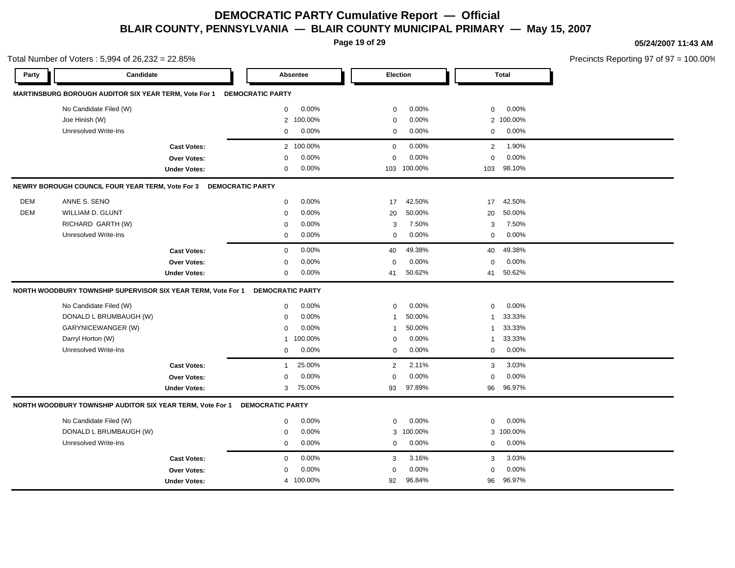# DEMOCRATIC PARTY Cumulative Report — Official

## BLAIR COUNTY, PENNSYLVANIA — BLAIR COUNTY MUNICIPAL PRIMARY — May 15, 2007

05/24/2007 11:43 AM

Total Number of Voters : 5,994 of 26,232 = 22.85%

Precincts Reporting 97 of 97 = 100.00%

| Party | Candidate | Absentee | | Election | | Total | |
|---|---|---|---|---|---|---|---|
| **MARTINSBURG BOROUGH AUDITOR SIX YEAR TERM, Vote For 1** | **DEMOCRATIC PARTY** | | | | | | |
| | No Candidate Filed (W) | 0 | 0.00% | 0 | 0.00% | 0 | 0.00% |
| | Joe Hinish (W) | 2 | 100.00% | 0 | 0.00% | 2 | 100.00% |
| | Unresolved Write-Ins | 0 | 0.00% | 0 | 0.00% | 0 | 0.00% |
| | **Cast Votes:** | 2 | 100.00% | 0 | 0.00% | 2 | 1.90% |
| | **Over Votes:** | 0 | 0.00% | 0 | 0.00% | 0 | 0.00% |
| | **Under Votes:** | 0 | 0.00% | 103 | 100.00% | 103 | 98.10% |
| **NEWRY BOROUGH COUNCIL FOUR YEAR TERM, Vote For 3** | **DEMOCRATIC PARTY** | | | | | | |
| DEM | ANNE S. SENO | 0 | 0.00% | 17 | 42.50% | 17 | 42.50% |
| DEM | WILLIAM D. GLUNT | 0 | 0.00% | 20 | 50.00% | 20 | 50.00% |
| | RICHARD GARTH (W) | 0 | 0.00% | 3 | 7.50% | 3 | 7.50% |
| | Unresolved Write-Ins | 0 | 0.00% | 0 | 0.00% | 0 | 0.00% |
| | **Cast Votes:** | 0 | 0.00% | 40 | 49.38% | 40 | 49.38% |
| | **Over Votes:** | 0 | 0.00% | 0 | 0.00% | 0 | 0.00% |
| | **Under Votes:** | 0 | 0.00% | 41 | 50.62% | 41 | 50.62% |
| **NORTH WOODBURY TOWNSHIP SUPERVISOR SIX YEAR TERM, Vote For 1** | **DEMOCRATIC PARTY** | | | | | | |
| | No Candidate Filed (W) | 0 | 0.00% | 0 | 0.00% | 0 | 0.00% |
| | DONALD L BRUMBAUGH (W) | 0 | 0.00% | 1 | 50.00% | 1 | 33.33% |
| | GARYNICEWANGER (W) | 0 | 0.00% | 1 | 50.00% | 1 | 33.33% |
| | Darryl Horton (W) | 1 | 100.00% | 0 | 0.00% | 1 | 33.33% |
| | Unresolved Write-Ins | 0 | 0.00% | 0 | 0.00% | 0 | 0.00% |
| | **Cast Votes:** | 1 | 25.00% | 2 | 2.11% | 3 | 3.03% |
| | **Over Votes:** | 0 | 0.00% | 0 | 0.00% | 0 | 0.00% |
| | **Under Votes:** | 3 | 75.00% | 93 | 97.89% | 96 | 96.97% |
| **NORTH WOODBURY TOWNSHIP AUDITOR SIX YEAR TERM, Vote For 1** | **DEMOCRATIC PARTY** | | | | | | |
| | No Candidate Filed (W) | 0 | 0.00% | 0 | 0.00% | 0 | 0.00% |
| | DONALD L BRUMBAUGH (W) | 0 | 0.00% | 3 | 100.00% | 3 | 100.00% |
| | Unresolved Write-Ins | 0 | 0.00% | 0 | 0.00% | 0 | 0.00% |
| | **Cast Votes:** | 0 | 0.00% | 3 | 3.16% | 3 | 3.03% |
| | **Over Votes:** | 0 | 0.00% | 0 | 0.00% | 0 | 0.00% |
| | **Under Votes:** | 4 | 100.00% | 92 | 96.84% | 96 | 96.97% |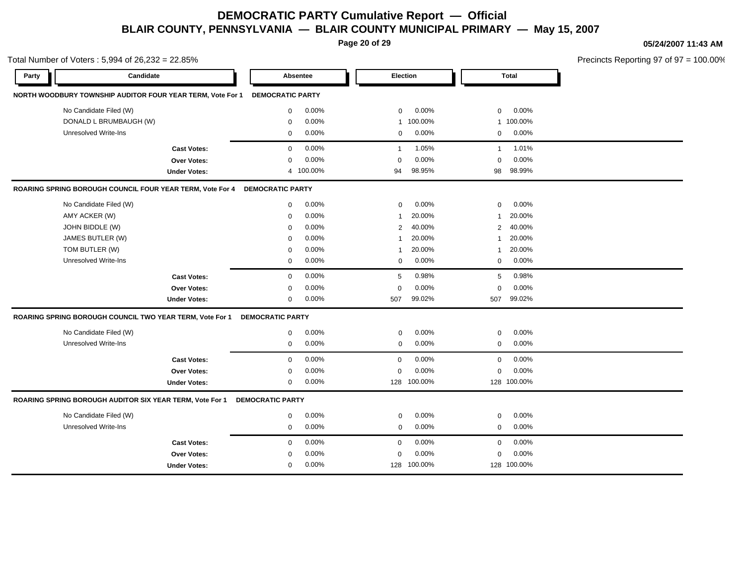# DEMOCRATIC PARTY Cumulative Report — Official

## BLAIR COUNTY, PENNSYLVANIA — BLAIR COUNTY MUNICIPAL PRIMARY — May 15, 2007

05/24/2007 11:43 AM

Total Number of Voters : 5,994 of 26,232 = 22.85%

Precincts Reporting 97 of 97 = 100.00%

### NORTH WOODBURY TOWNSHIP AUDITOR FOUR YEAR TERM, Vote For 1 — DEMOCRATIC PARTY

| Candidate | Absentee | | Election | | Total | |
|---|---|---|---|---|---|---|
| No Candidate Filed (W) | 0 | 0.00% | 0 | 0.00% | 0 | 0.00% |
| DONALD L BRUMBAUGH (W) | 0 | 0.00% | 1 | 100.00% | 1 | 100.00% |
| Unresolved Write-Ins | 0 | 0.00% | 0 | 0.00% | 0 | 0.00% |
| **Cast Votes:** | 0 | 0.00% | 1 | 1.05% | 1 | 1.01% |
| **Over Votes:** | 0 | 0.00% | 0 | 0.00% | 0 | 0.00% |
| **Under Votes:** | 4 | 100.00% | 94 | 98.95% | 98 | 98.99% |

### ROARING SPRING BOROUGH COUNCIL FOUR YEAR TERM, Vote For 4 — DEMOCRATIC PARTY

| Candidate | Absentee | | Election | | Total | |
|---|---|---|---|---|---|---|
| No Candidate Filed (W) | 0 | 0.00% | 0 | 0.00% | 0 | 0.00% |
| AMY ACKER (W) | 0 | 0.00% | 1 | 20.00% | 1 | 20.00% |
| JOHN BIDDLE (W) | 0 | 0.00% | 2 | 40.00% | 2 | 40.00% |
| JAMES BUTLER (W) | 0 | 0.00% | 1 | 20.00% | 1 | 20.00% |
| TOM BUTLER (W) | 0 | 0.00% | 1 | 20.00% | 1 | 20.00% |
| Unresolved Write-Ins | 0 | 0.00% | 0 | 0.00% | 0 | 0.00% |
| **Cast Votes:** | 0 | 0.00% | 5 | 0.98% | 5 | 0.98% |
| **Over Votes:** | 0 | 0.00% | 0 | 0.00% | 0 | 0.00% |
| **Under Votes:** | 0 | 0.00% | 507 | 99.02% | 507 | 99.02% |

### ROARING SPRING BOROUGH COUNCIL TWO YEAR TERM, Vote For 1 — DEMOCRATIC PARTY

| Candidate | Absentee | | Election | | Total | |
|---|---|---|---|---|---|---|
| No Candidate Filed (W) | 0 | 0.00% | 0 | 0.00% | 0 | 0.00% |
| Unresolved Write-Ins | 0 | 0.00% | 0 | 0.00% | 0 | 0.00% |
| **Cast Votes:** | 0 | 0.00% | 0 | 0.00% | 0 | 0.00% |
| **Over Votes:** | 0 | 0.00% | 0 | 0.00% | 0 | 0.00% |
| **Under Votes:** | 0 | 0.00% | 128 | 100.00% | 128 | 100.00% |

### ROARING SPRING BOROUGH AUDITOR SIX YEAR TERM, Vote For 1 — DEMOCRATIC PARTY

| Candidate | Absentee | | Election | | Total | |
|---|---|---|---|---|---|---|
| No Candidate Filed (W) | 0 | 0.00% | 0 | 0.00% | 0 | 0.00% |
| Unresolved Write-Ins | 0 | 0.00% | 0 | 0.00% | 0 | 0.00% |
| **Cast Votes:** | 0 | 0.00% | 0 | 0.00% | 0 | 0.00% |
| **Over Votes:** | 0 | 0.00% | 0 | 0.00% | 0 | 0.00% |
| **Under Votes:** | 0 | 0.00% | 128 | 100.00% | 128 | 100.00% |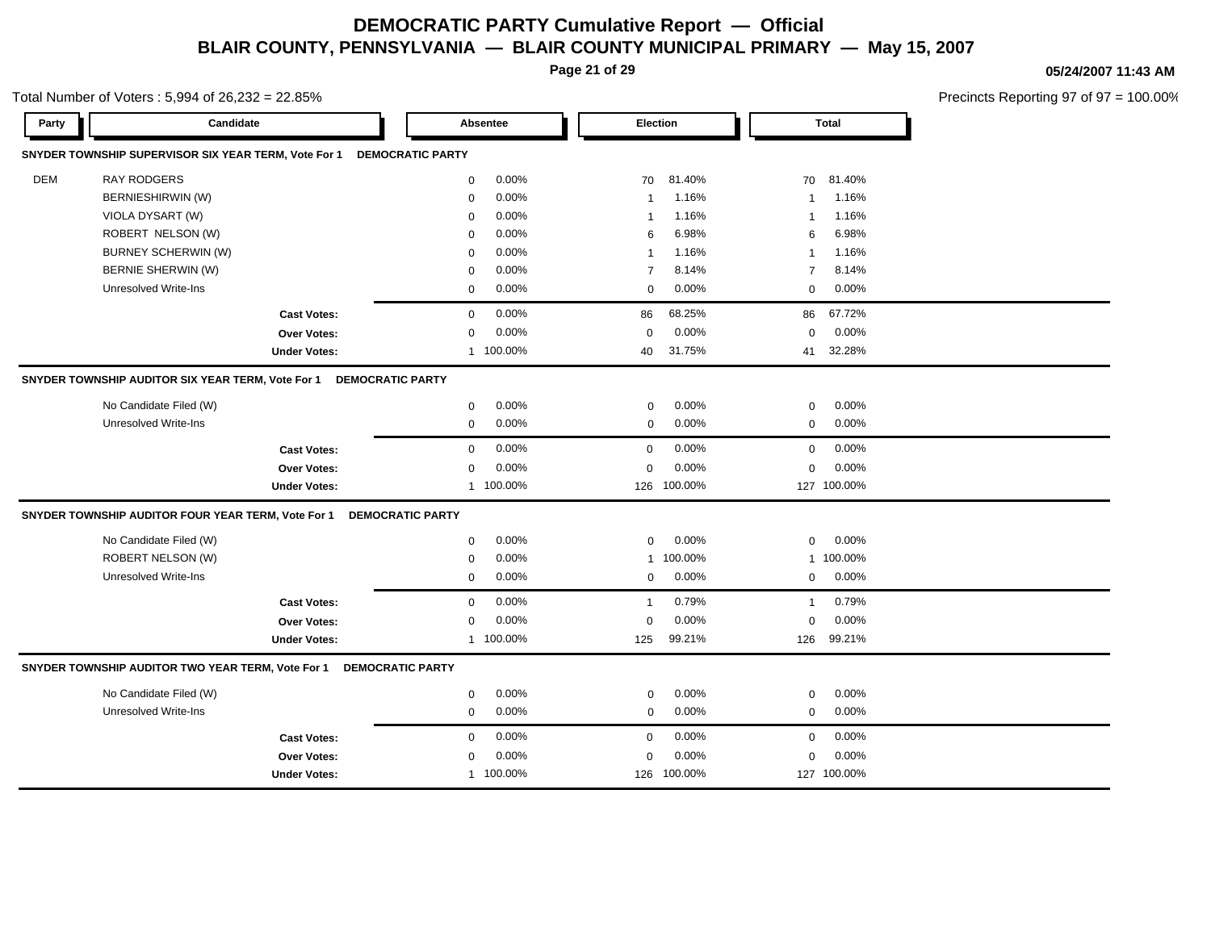# DEMOCRATIC PARTY Cumulative Report — Official

## BLAIR COUNTY, PENNSYLVANIA — BLAIR COUNTY MUNICIPAL PRIMARY — May 15, 2007

05/24/2007 11:43 AM

Total Number of Voters : 5,994 of 26,232 = 22.85%

Precincts Reporting 97 of 97 = 100.00%

### SNYDER TOWNSHIP SUPERVISOR SIX YEAR TERM, Vote For 1 — DEMOCRATIC PARTY

| Party | Candidate | Absentee | | Election | | Total | |
|---|---|---|---|---|---|---|---|
| DEM | RAY RODGERS | 0 | 0.00% | 70 | 81.40% | 70 | 81.40% |
| | BERNIESHIRWIN (W) | 0 | 0.00% | 1 | 1.16% | 1 | 1.16% |
| | VIOLA DYSART (W) | 0 | 0.00% | 1 | 1.16% | 1 | 1.16% |
| | ROBERT NELSON (W) | 0 | 0.00% | 6 | 6.98% | 6 | 6.98% |
| | BURNEY SCHERWIN (W) | 0 | 0.00% | 1 | 1.16% | 1 | 1.16% |
| | BERNIE SHERWIN (W) | 0 | 0.00% | 7 | 8.14% | 7 | 8.14% |
| | Unresolved Write-Ins | 0 | 0.00% | 0 | 0.00% | 0 | 0.00% |
| | **Cast Votes:** | 0 | 0.00% | 86 | 68.25% | 86 | 67.72% |
| | **Over Votes:** | 0 | 0.00% | 0 | 0.00% | 0 | 0.00% |
| | **Under Votes:** | 1 | 100.00% | 40 | 31.75% | 41 | 32.28% |

### SNYDER TOWNSHIP AUDITOR SIX YEAR TERM, Vote For 1 — DEMOCRATIC PARTY

| Party | Candidate | Absentee | | Election | | Total | |
|---|---|---|---|---|---|---|---|
| | No Candidate Filed (W) | 0 | 0.00% | 0 | 0.00% | 0 | 0.00% |
| | Unresolved Write-Ins | 0 | 0.00% | 0 | 0.00% | 0 | 0.00% |
| | **Cast Votes:** | 0 | 0.00% | 0 | 0.00% | 0 | 0.00% |
| | **Over Votes:** | 0 | 0.00% | 0 | 0.00% | 0 | 0.00% |
| | **Under Votes:** | 1 | 100.00% | 126 | 100.00% | 127 | 100.00% |

### SNYDER TOWNSHIP AUDITOR FOUR YEAR TERM, Vote For 1 — DEMOCRATIC PARTY

| Party | Candidate | Absentee | | Election | | Total | |
|---|---|---|---|---|---|---|---|
| | No Candidate Filed (W) | 0 | 0.00% | 0 | 0.00% | 0 | 0.00% |
| | ROBERT NELSON (W) | 0 | 0.00% | 1 | 100.00% | 1 | 100.00% |
| | Unresolved Write-Ins | 0 | 0.00% | 0 | 0.00% | 0 | 0.00% |
| | **Cast Votes:** | 0 | 0.00% | 1 | 0.79% | 1 | 0.79% |
| | **Over Votes:** | 0 | 0.00% | 0 | 0.00% | 0 | 0.00% |
| | **Under Votes:** | 1 | 100.00% | 125 | 99.21% | 126 | 99.21% |

### SNYDER TOWNSHIP AUDITOR TWO YEAR TERM, Vote For 1 — DEMOCRATIC PARTY

| Party | Candidate | Absentee | | Election | | Total | |
|---|---|---|---|---|---|---|---|
| | No Candidate Filed (W) | 0 | 0.00% | 0 | 0.00% | 0 | 0.00% |
| | Unresolved Write-Ins | 0 | 0.00% | 0 | 0.00% | 0 | 0.00% |
| | **Cast Votes:** | 0 | 0.00% | 0 | 0.00% | 0 | 0.00% |
| | **Over Votes:** | 0 | 0.00% | 0 | 0.00% | 0 | 0.00% |
| | **Under Votes:** | 1 | 100.00% | 126 | 100.00% | 127 | 100.00% |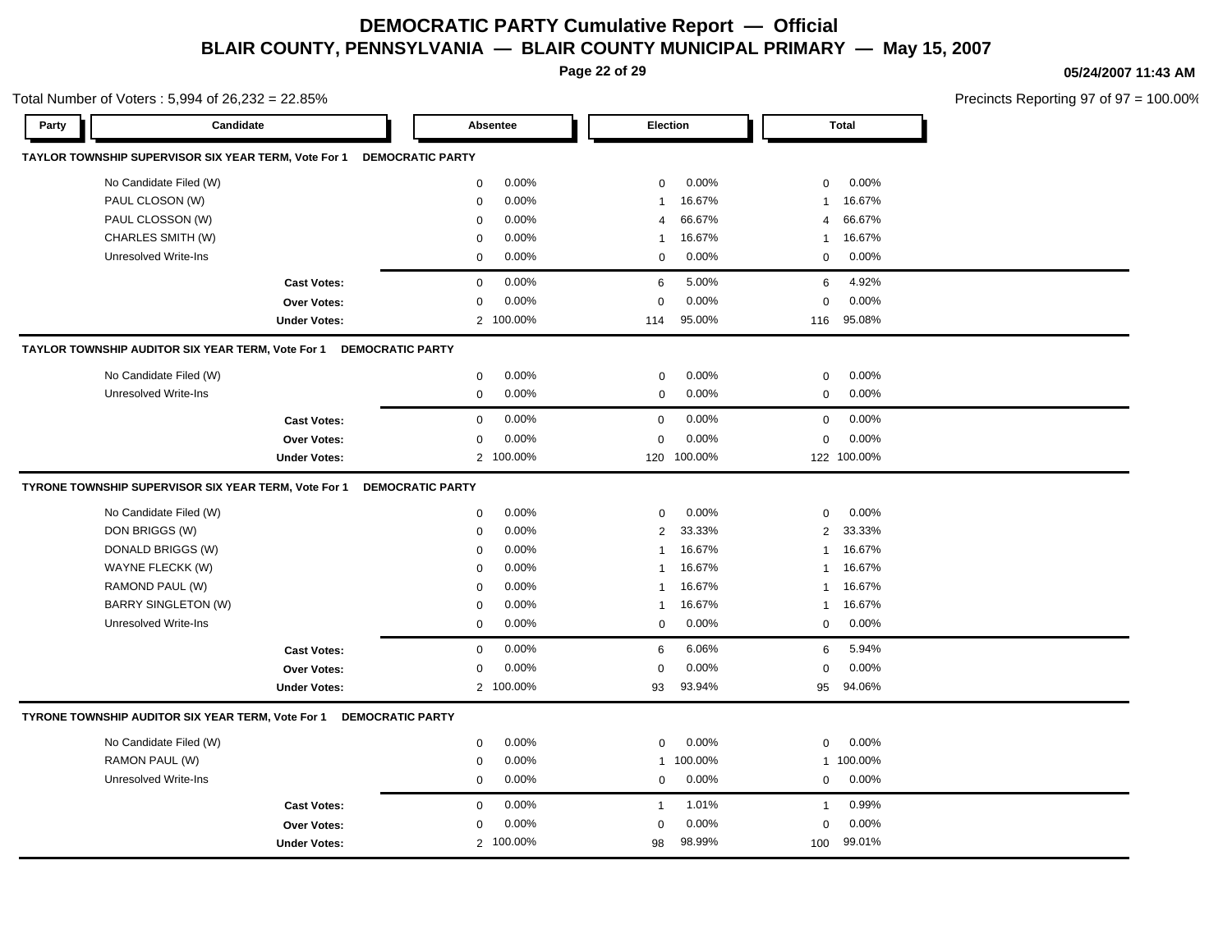# DEMOCRATIC PARTY Cumulative Report — Official

## BLAIR COUNTY, PENNSYLVANIA — BLAIR COUNTY MUNICIPAL PRIMARY — May 15, 2007

05/24/2007 11:43 AM

Total Number of Voters : 5,994 of 26,232 = 22.85%

Precincts Reporting 97 of 97 = 100.00%

### TAYLOR TOWNSHIP SUPERVISOR SIX YEAR TERM, Vote For 1 — DEMOCRATIC PARTY

| Party | Candidate | Absentee | | Election | | Total | |
|---|---|---|---|---|---|---|---|
| | No Candidate Filed (W) | 0 | 0.00% | 0 | 0.00% | 0 | 0.00% |
| | PAUL CLOSON (W) | 0 | 0.00% | 1 | 16.67% | 1 | 16.67% |
| | PAUL CLOSSON (W) | 0 | 0.00% | 4 | 66.67% | 4 | 66.67% |
| | CHARLES SMITH (W) | 0 | 0.00% | 1 | 16.67% | 1 | 16.67% |
| | Unresolved Write-Ins | 0 | 0.00% | 0 | 0.00% | 0 | 0.00% |
| | **Cast Votes:** | 0 | 0.00% | 6 | 5.00% | 6 | 4.92% |
| | **Over Votes:** | 0 | 0.00% | 0 | 0.00% | 0 | 0.00% |
| | **Under Votes:** | 2 | 100.00% | 114 | 95.00% | 116 | 95.08% |

### TAYLOR TOWNSHIP AUDITOR SIX YEAR TERM, Vote For 1 — DEMOCRATIC PARTY

| Party | Candidate | Absentee | | Election | | Total | |
|---|---|---|---|---|---|---|---|
| | No Candidate Filed (W) | 0 | 0.00% | 0 | 0.00% | 0 | 0.00% |
| | Unresolved Write-Ins | 0 | 0.00% | 0 | 0.00% | 0 | 0.00% |
| | **Cast Votes:** | 0 | 0.00% | 0 | 0.00% | 0 | 0.00% |
| | **Over Votes:** | 0 | 0.00% | 0 | 0.00% | 0 | 0.00% |
| | **Under Votes:** | 2 | 100.00% | 120 | 100.00% | 122 | 100.00% |

### TYRONE TOWNSHIP SUPERVISOR SIX YEAR TERM, Vote For 1 — DEMOCRATIC PARTY

| Party | Candidate | Absentee | | Election | | Total | |
|---|---|---|---|---|---|---|---|
| | No Candidate Filed (W) | 0 | 0.00% | 0 | 0.00% | 0 | 0.00% |
| | DON BRIGGS (W) | 0 | 0.00% | 2 | 33.33% | 2 | 33.33% |
| | DONALD BRIGGS (W) | 0 | 0.00% | 1 | 16.67% | 1 | 16.67% |
| | WAYNE FLECKK (W) | 0 | 0.00% | 1 | 16.67% | 1 | 16.67% |
| | RAMOND PAUL (W) | 0 | 0.00% | 1 | 16.67% | 1 | 16.67% |
| | BARRY SINGLETON (W) | 0 | 0.00% | 1 | 16.67% | 1 | 16.67% |
| | Unresolved Write-Ins | 0 | 0.00% | 0 | 0.00% | 0 | 0.00% |
| | **Cast Votes:** | 0 | 0.00% | 6 | 6.06% | 6 | 5.94% |
| | **Over Votes:** | 0 | 0.00% | 0 | 0.00% | 0 | 0.00% |
| | **Under Votes:** | 2 | 100.00% | 93 | 93.94% | 95 | 94.06% |

### TYRONE TOWNSHIP AUDITOR SIX YEAR TERM, Vote For 1 — DEMOCRATIC PARTY

| Party | Candidate | Absentee | | Election | | Total | |
|---|---|---|---|---|---|---|---|
| | No Candidate Filed (W) | 0 | 0.00% | 0 | 0.00% | 0 | 0.00% |
| | RAMON PAUL (W) | 0 | 0.00% | 1 | 100.00% | 1 | 100.00% |
| | Unresolved Write-Ins | 0 | 0.00% | 0 | 0.00% | 0 | 0.00% |
| | **Cast Votes:** | 0 | 0.00% | 1 | 1.01% | 1 | 0.99% |
| | **Over Votes:** | 0 | 0.00% | 0 | 0.00% | 0 | 0.00% |
| | **Under Votes:** | 2 | 100.00% | 98 | 98.99% | 100 | 99.01% |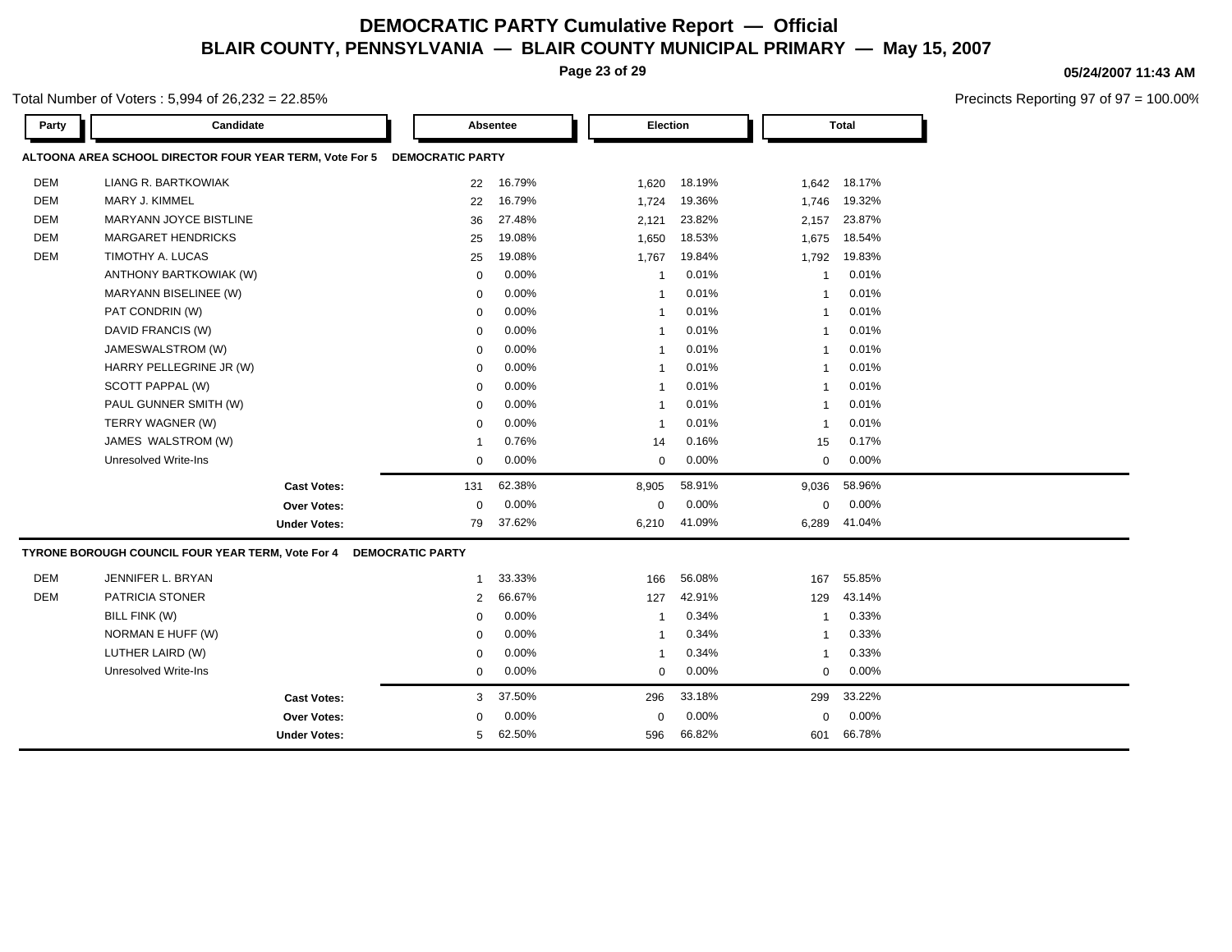# DEMOCRATIC PARTY Cumulative Report — Official

## BLAIR COUNTY, PENNSYLVANIA — BLAIR COUNTY MUNICIPAL PRIMARY — May 15, 2007

05/24/2007 11:43 AM

Total Number of Voters : 5,994 of 26,232 = 22.85%

Precincts Reporting 97 of 97 = 100.00%

### ALTOONA AREA SCHOOL DIRECTOR FOUR YEAR TERM, Vote For 5 — DEMOCRATIC PARTY

| Party | Candidate | Absentee | | Election | | Total | |
|---|---|---|---|---|---|---|---|
| DEM | LIANG R. BARTKOWIAK | 22 | 16.79% | 1,620 | 18.19% | 1,642 | 18.17% |
| DEM | MARY J. KIMMEL | 22 | 16.79% | 1,724 | 19.36% | 1,746 | 19.32% |
| DEM | MARYANN JOYCE BISTLINE | 36 | 27.48% | 2,121 | 23.82% | 2,157 | 23.87% |
| DEM | MARGARET HENDRICKS | 25 | 19.08% | 1,650 | 18.53% | 1,675 | 18.54% |
| DEM | TIMOTHY A. LUCAS | 25 | 19.08% | 1,767 | 19.84% | 1,792 | 19.83% |
| | ANTHONY BARTKOWIAK (W) | 0 | 0.00% | 1 | 0.01% | 1 | 0.01% |
| | MARYANN BISELINEE (W) | 0 | 0.00% | 1 | 0.01% | 1 | 0.01% |
| | PAT CONDRIN (W) | 0 | 0.00% | 1 | 0.01% | 1 | 0.01% |
| | DAVID FRANCIS (W) | 0 | 0.00% | 1 | 0.01% | 1 | 0.01% |
| | JAMESWALSTROM (W) | 0 | 0.00% | 1 | 0.01% | 1 | 0.01% |
| | HARRY PELLEGRINE JR (W) | 0 | 0.00% | 1 | 0.01% | 1 | 0.01% |
| | SCOTT PAPPAL (W) | 0 | 0.00% | 1 | 0.01% | 1 | 0.01% |
| | PAUL GUNNER SMITH (W) | 0 | 0.00% | 1 | 0.01% | 1 | 0.01% |
| | TERRY WAGNER (W) | 0 | 0.00% | 1 | 0.01% | 1 | 0.01% |
| | JAMES WALSTROM (W) | 1 | 0.76% | 14 | 0.16% | 15 | 0.17% |
| | Unresolved Write-Ins | 0 | 0.00% | 0 | 0.00% | 0 | 0.00% |
| | **Cast Votes:** | 131 | 62.38% | 8,905 | 58.91% | 9,036 | 58.96% |
| | **Over Votes:** | 0 | 0.00% | 0 | 0.00% | 0 | 0.00% |
| | **Under Votes:** | 79 | 37.62% | 6,210 | 41.09% | 6,289 | 41.04% |

### TYRONE BOROUGH COUNCIL FOUR YEAR TERM, Vote For 4 — DEMOCRATIC PARTY

| Party | Candidate | Absentee | | Election | | Total | |
|---|---|---|---|---|---|---|---|
| DEM | JENNIFER L. BRYAN | 1 | 33.33% | 166 | 56.08% | 167 | 55.85% |
| DEM | PATRICIA STONER | 2 | 66.67% | 127 | 42.91% | 129 | 43.14% |
| | BILL FINK (W) | 0 | 0.00% | 1 | 0.34% | 1 | 0.33% |
| | NORMAN E HUFF (W) | 0 | 0.00% | 1 | 0.34% | 1 | 0.33% |
| | LUTHER LAIRD (W) | 0 | 0.00% | 1 | 0.34% | 1 | 0.33% |
| | Unresolved Write-Ins | 0 | 0.00% | 0 | 0.00% | 0 | 0.00% |
| | **Cast Votes:** | 3 | 37.50% | 296 | 33.18% | 299 | 33.22% |
| | **Over Votes:** | 0 | 0.00% | 0 | 0.00% | 0 | 0.00% |
| | **Under Votes:** | 5 | 62.50% | 596 | 66.82% | 601 | 66.78% |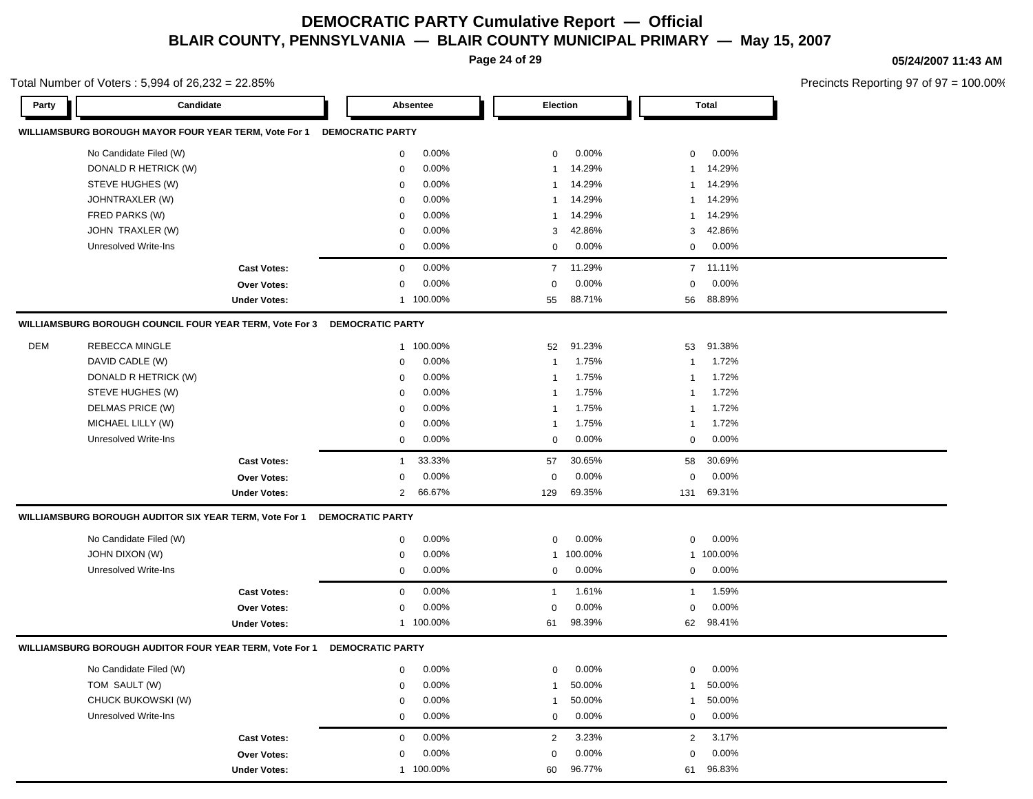# DEMOCRATIC PARTY Cumulative Report — Official

## BLAIR COUNTY, PENNSYLVANIA — BLAIR COUNTY MUNICIPAL PRIMARY — May 15, 2007

05/24/2007 11:43 AM

Total Number of Voters : 5,994 of 26,232 = 22.85%

Precincts Reporting 97 of 97 = 100.00%

### WILLIAMSBURG BOROUGH MAYOR FOUR YEAR TERM, Vote For 1 — DEMOCRATIC PARTY

| Party | Candidate | Absentee | | Election | | Total | |
|---|---|---|---|---|---|---|---|
| | No Candidate Filed (W) | 0 | 0.00% | 0 | 0.00% | 0 | 0.00% |
| | DONALD R HETRICK (W) | 0 | 0.00% | 1 | 14.29% | 1 | 14.29% |
| | STEVE HUGHES (W) | 0 | 0.00% | 1 | 14.29% | 1 | 14.29% |
| | JOHNTRAXLER (W) | 0 | 0.00% | 1 | 14.29% | 1 | 14.29% |
| | FRED PARKS (W) | 0 | 0.00% | 1 | 14.29% | 1 | 14.29% |
| | JOHN TRAXLER (W) | 0 | 0.00% | 3 | 42.86% | 3 | 42.86% |
| | Unresolved Write-Ins | 0 | 0.00% | 0 | 0.00% | 0 | 0.00% |
| | **Cast Votes:** | 0 | 0.00% | 7 | 11.29% | 7 | 11.11% |
| | **Over Votes:** | 0 | 0.00% | 0 | 0.00% | 0 | 0.00% |
| | **Under Votes:** | 1 | 100.00% | 55 | 88.71% | 56 | 88.89% |

### WILLIAMSBURG BOROUGH COUNCIL FOUR YEAR TERM, Vote For 3 — DEMOCRATIC PARTY

| Party | Candidate | Absentee | | Election | | Total | |
|---|---|---|---|---|---|---|---|
| DEM | REBECCA MINGLE | 1 | 100.00% | 52 | 91.23% | 53 | 91.38% |
| | DAVID CADLE (W) | 0 | 0.00% | 1 | 1.75% | 1 | 1.72% |
| | DONALD R HETRICK (W) | 0 | 0.00% | 1 | 1.75% | 1 | 1.72% |
| | STEVE HUGHES (W) | 0 | 0.00% | 1 | 1.75% | 1 | 1.72% |
| | DELMAS PRICE (W) | 0 | 0.00% | 1 | 1.75% | 1 | 1.72% |
| | MICHAEL LILLY (W) | 0 | 0.00% | 1 | 1.75% | 1 | 1.72% |
| | Unresolved Write-Ins | 0 | 0.00% | 0 | 0.00% | 0 | 0.00% |
| | **Cast Votes:** | 1 | 33.33% | 57 | 30.65% | 58 | 30.69% |
| | **Over Votes:** | 0 | 0.00% | 0 | 0.00% | 0 | 0.00% |
| | **Under Votes:** | 2 | 66.67% | 129 | 69.35% | 131 | 69.31% |

### WILLIAMSBURG BOROUGH AUDITOR SIX YEAR TERM, Vote For 1 — DEMOCRATIC PARTY

| Party | Candidate | Absentee | | Election | | Total | |
|---|---|---|---|---|---|---|---|
| | No Candidate Filed (W) | 0 | 0.00% | 0 | 0.00% | 0 | 0.00% |
| | JOHN DIXON (W) | 0 | 0.00% | 1 | 100.00% | 1 | 100.00% |
| | Unresolved Write-Ins | 0 | 0.00% | 0 | 0.00% | 0 | 0.00% |
| | **Cast Votes:** | 0 | 0.00% | 1 | 1.61% | 1 | 1.59% |
| | **Over Votes:** | 0 | 0.00% | 0 | 0.00% | 0 | 0.00% |
| | **Under Votes:** | 1 | 100.00% | 61 | 98.39% | 62 | 98.41% |

### WILLIAMSBURG BOROUGH AUDITOR FOUR YEAR TERM, Vote For 1 — DEMOCRATIC PARTY

| Party | Candidate | Absentee | | Election | | Total | |
|---|---|---|---|---|---|---|---|
| | No Candidate Filed (W) | 0 | 0.00% | 0 | 0.00% | 0 | 0.00% |
| | TOM SAULT (W) | 0 | 0.00% | 1 | 50.00% | 1 | 50.00% |
| | CHUCK BUKOWSKI (W) | 0 | 0.00% | 1 | 50.00% | 1 | 50.00% |
| | Unresolved Write-Ins | 0 | 0.00% | 0 | 0.00% | 0 | 0.00% |
| | **Cast Votes:** | 0 | 0.00% | 2 | 3.23% | 2 | 3.17% |
| | **Over Votes:** | 0 | 0.00% | 0 | 0.00% | 0 | 0.00% |
| | **Under Votes:** | 1 | 100.00% | 60 | 96.77% | 61 | 96.83% |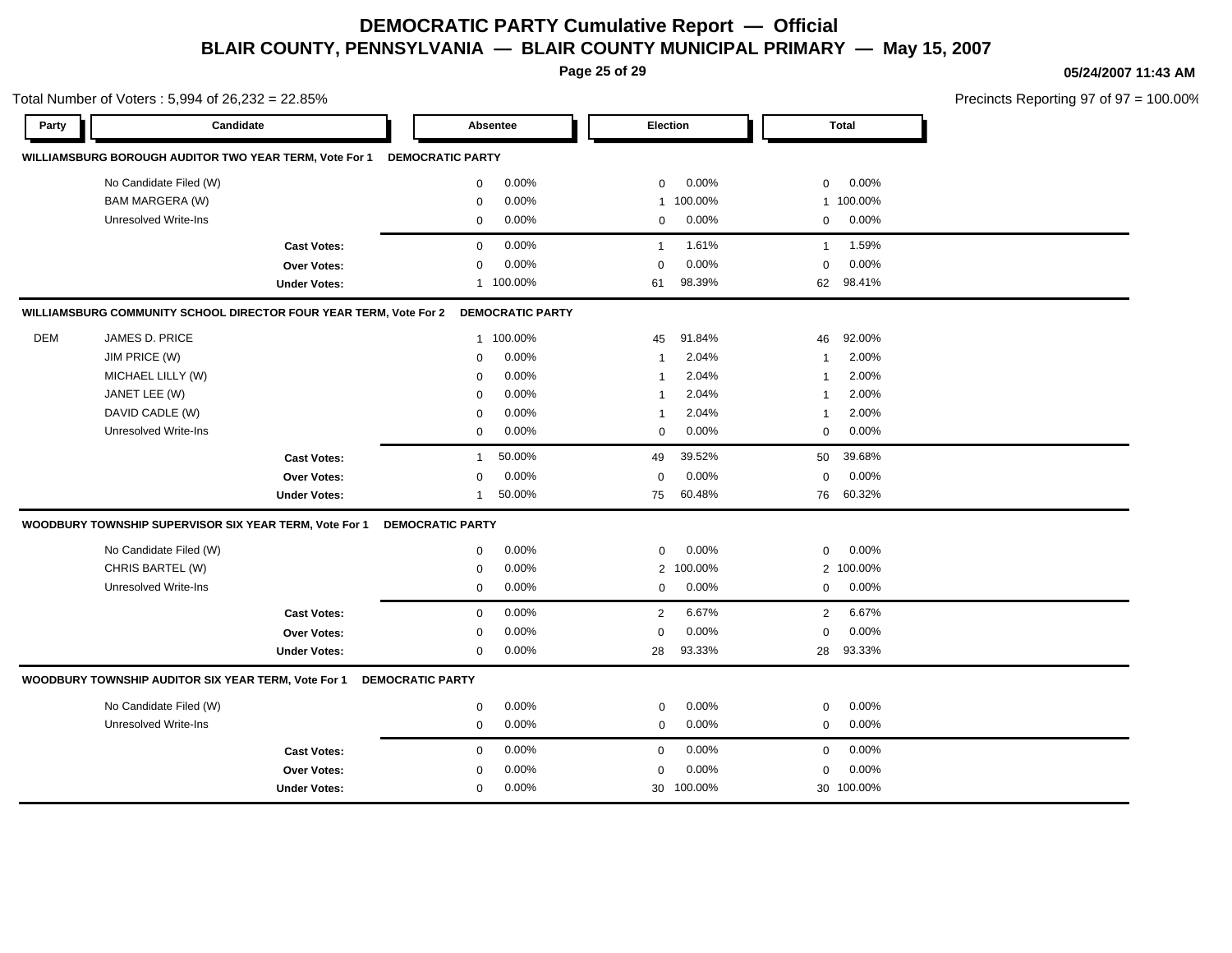# DEMOCRATIC PARTY Cumulative Report — Official

## BLAIR COUNTY, PENNSYLVANIA — BLAIR COUNTY MUNICIPAL PRIMARY — May 15, 2007

05/24/2007 11:43 AM

Total Number of Voters : 5,994 of 26,232 = 22.85%

Precincts Reporting 97 of 97 = 100.00%

| Party | Candidate | Absentee | | Election | | Total | |
|---|---|---|---|---|---|---|---|
| **WILLIAMSBURG BOROUGH AUDITOR TWO YEAR TERM, Vote For 1** | **DEMOCRATIC PARTY** | | | | | | |
| | No Candidate Filed (W) | 0 | 0.00% | 0 | 0.00% | 0 | 0.00% |
| | BAM MARGERA (W) | 0 | 0.00% | 1 | 100.00% | 1 | 100.00% |
| | Unresolved Write-Ins | 0 | 0.00% | 0 | 0.00% | 0 | 0.00% |
| | **Cast Votes:** | 0 | 0.00% | 1 | 1.61% | 1 | 1.59% |
| | **Over Votes:** | 0 | 0.00% | 0 | 0.00% | 0 | 0.00% |
| | **Under Votes:** | 1 | 100.00% | 61 | 98.39% | 62 | 98.41% |
| **WILLIAMSBURG COMMUNITY SCHOOL DIRECTOR FOUR YEAR TERM, Vote For 2** | **DEMOCRATIC PARTY** | | | | | | |
| DEM | JAMES D. PRICE | 1 | 100.00% | 45 | 91.84% | 46 | 92.00% |
| | JIM PRICE (W) | 0 | 0.00% | 1 | 2.04% | 1 | 2.00% |
| | MICHAEL LILLY (W) | 0 | 0.00% | 1 | 2.04% | 1 | 2.00% |
| | JANET LEE (W) | 0 | 0.00% | 1 | 2.04% | 1 | 2.00% |
| | DAVID CADLE (W) | 0 | 0.00% | 1 | 2.04% | 1 | 2.00% |
| | Unresolved Write-Ins | 0 | 0.00% | 0 | 0.00% | 0 | 0.00% |
| | **Cast Votes:** | 1 | 50.00% | 49 | 39.52% | 50 | 39.68% |
| | **Over Votes:** | 0 | 0.00% | 0 | 0.00% | 0 | 0.00% |
| | **Under Votes:** | 1 | 50.00% | 75 | 60.48% | 76 | 60.32% |
| **WOODBURY TOWNSHIP SUPERVISOR SIX YEAR TERM, Vote For 1** | **DEMOCRATIC PARTY** | | | | | | |
| | No Candidate Filed (W) | 0 | 0.00% | 0 | 0.00% | 0 | 0.00% |
| | CHRIS BARTEL (W) | 0 | 0.00% | 2 | 100.00% | 2 | 100.00% |
| | Unresolved Write-Ins | 0 | 0.00% | 0 | 0.00% | 0 | 0.00% |
| | **Cast Votes:** | 0 | 0.00% | 2 | 6.67% | 2 | 6.67% |
| | **Over Votes:** | 0 | 0.00% | 0 | 0.00% | 0 | 0.00% |
| | **Under Votes:** | 0 | 0.00% | 28 | 93.33% | 28 | 93.33% |
| **WOODBURY TOWNSHIP AUDITOR SIX YEAR TERM, Vote For 1** | **DEMOCRATIC PARTY** | | | | | | |
| | No Candidate Filed (W) | 0 | 0.00% | 0 | 0.00% | 0 | 0.00% |
| | Unresolved Write-Ins | 0 | 0.00% | 0 | 0.00% | 0 | 0.00% |
| | **Cast Votes:** | 0 | 0.00% | 0 | 0.00% | 0 | 0.00% |
| | **Over Votes:** | 0 | 0.00% | 0 | 0.00% | 0 | 0.00% |
| | **Under Votes:** | 0 | 0.00% | 30 | 100.00% | 30 | 100.00% |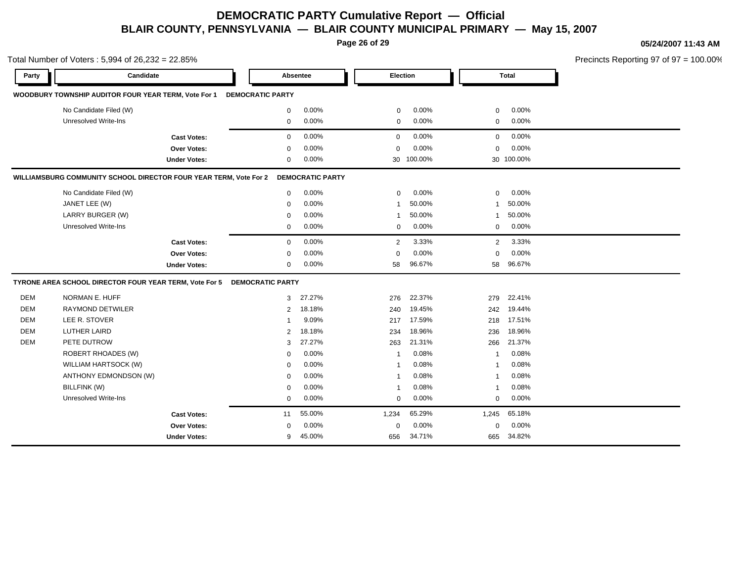# DEMOCRATIC PARTY Cumulative Report — Official

## BLAIR COUNTY, PENNSYLVANIA — BLAIR COUNTY MUNICIPAL PRIMARY — May 15, 2007

05/24/2007 11:43 AM

Total Number of Voters : 5,994 of 26,232 = 22.85%

Precincts Reporting 97 of 97 = 100.00%

### WOODBURY TOWNSHIP AUDITOR FOUR YEAR TERM, Vote For 1 — DEMOCRATIC PARTY

| Party | Candidate | Absentee | | Election | | Total | |
|---|---|---|---|---|---|---|---|
| | No Candidate Filed (W) | 0 | 0.00% | 0 | 0.00% | 0 | 0.00% |
| | Unresolved Write-Ins | 0 | 0.00% | 0 | 0.00% | 0 | 0.00% |
| | **Cast Votes:** | 0 | 0.00% | 0 | 0.00% | 0 | 0.00% |
| | **Over Votes:** | 0 | 0.00% | 0 | 0.00% | 0 | 0.00% |
| | **Under Votes:** | 0 | 0.00% | 30 | 100.00% | 30 | 100.00% |

### WILLIAMSBURG COMMUNITY SCHOOL DIRECTOR FOUR YEAR TERM, Vote For 2 — DEMOCRATIC PARTY

| Party | Candidate | Absentee | | Election | | Total | |
|---|---|---|---|---|---|---|---|
| | No Candidate Filed (W) | 0 | 0.00% | 0 | 0.00% | 0 | 0.00% |
| | JANET LEE (W) | 0 | 0.00% | 1 | 50.00% | 1 | 50.00% |
| | LARRY BURGER (W) | 0 | 0.00% | 1 | 50.00% | 1 | 50.00% |
| | Unresolved Write-Ins | 0 | 0.00% | 0 | 0.00% | 0 | 0.00% |
| | **Cast Votes:** | 0 | 0.00% | 2 | 3.33% | 2 | 3.33% |
| | **Over Votes:** | 0 | 0.00% | 0 | 0.00% | 0 | 0.00% |
| | **Under Votes:** | 0 | 0.00% | 58 | 96.67% | 58 | 96.67% |

### TYRONE AREA SCHOOL DIRECTOR FOUR YEAR TERM, Vote For 5 — DEMOCRATIC PARTY

| Party | Candidate | Absentee | | Election | | Total | |
|---|---|---|---|---|---|---|---|
| DEM | NORMAN E. HUFF | 3 | 27.27% | 276 | 22.37% | 279 | 22.41% |
| DEM | RAYMOND DETWILER | 2 | 18.18% | 240 | 19.45% | 242 | 19.44% |
| DEM | LEE R. STOVER | 1 | 9.09% | 217 | 17.59% | 218 | 17.51% |
| DEM | LUTHER LAIRD | 2 | 18.18% | 234 | 18.96% | 236 | 18.96% |
| DEM | PETE DUTROW | 3 | 27.27% | 263 | 21.31% | 266 | 21.37% |
| | ROBERT RHOADES (W) | 0 | 0.00% | 1 | 0.08% | 1 | 0.08% |
| | WILLIAM HARTSOCK (W) | 0 | 0.00% | 1 | 0.08% | 1 | 0.08% |
| | ANTHONY EDMONDSON (W) | 0 | 0.00% | 1 | 0.08% | 1 | 0.08% |
| | BILLFINK (W) | 0 | 0.00% | 1 | 0.08% | 1 | 0.08% |
| | Unresolved Write-Ins | 0 | 0.00% | 0 | 0.00% | 0 | 0.00% |
| | **Cast Votes:** | 11 | 55.00% | 1,234 | 65.29% | 1,245 | 65.18% |
| | **Over Votes:** | 0 | 0.00% | 0 | 0.00% | 0 | 0.00% |
| | **Under Votes:** | 9 | 45.00% | 656 | 34.71% | 665 | 34.82% |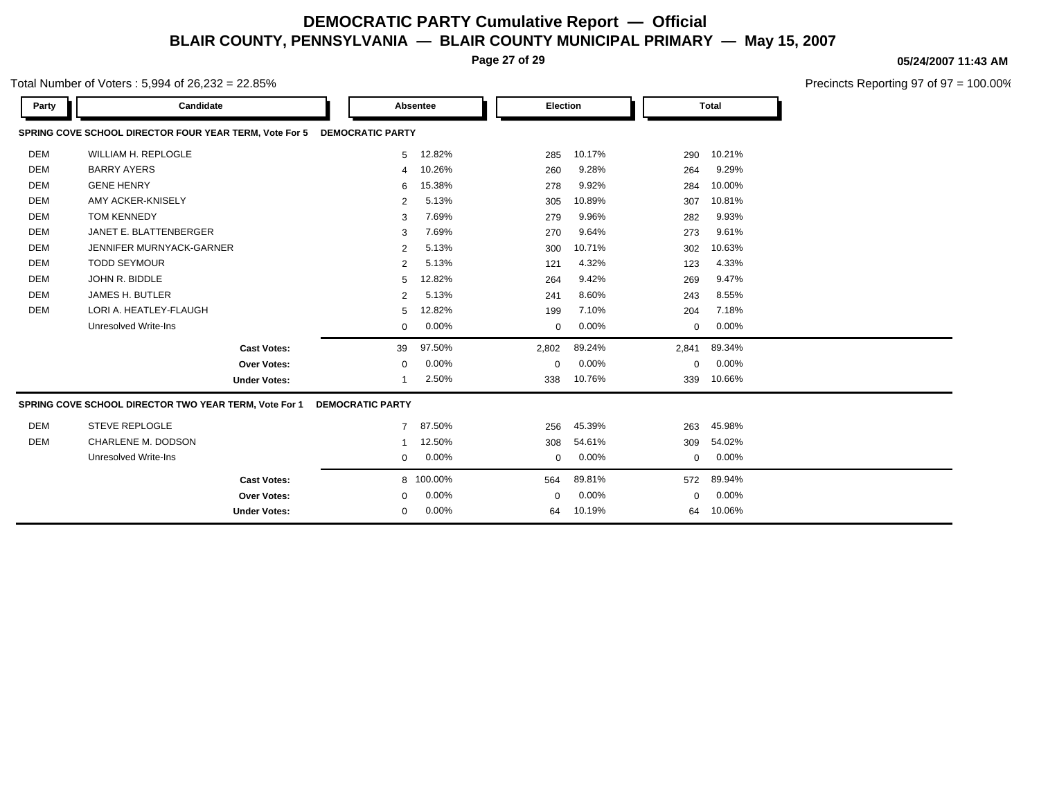# DEMOCRATIC PARTY Cumulative Report — Official

## BLAIR COUNTY, PENNSYLVANIA — BLAIR COUNTY MUNICIPAL PRIMARY — May 15, 2007

05/24/2007 11:43 AM

Total Number of Voters : 5,994 of 26,232 = 22.85%

Precincts Reporting 97 of 97 = 100.00%

| Party | Candidate | Absentee | | Election | | Total | |
|---|---|---|---|---|---|---|---|
| **SPRING COVE SCHOOL DIRECTOR FOUR YEAR TERM, Vote For 5** | | **DEMOCRATIC PARTY** | | | | | |
| DEM | WILLIAM H. REPLOGLE | 5 | 12.82% | 285 | 10.17% | 290 | 10.21% |
| DEM | BARRY AYERS | 4 | 10.26% | 260 | 9.28% | 264 | 9.29% |
| DEM | GENE HENRY | 6 | 15.38% | 278 | 9.92% | 284 | 10.00% |
| DEM | AMY ACKER-KNISELY | 2 | 5.13% | 305 | 10.89% | 307 | 10.81% |
| DEM | TOM KENNEDY | 3 | 7.69% | 279 | 9.96% | 282 | 9.93% |
| DEM | JANET E. BLATTENBERGER | 3 | 7.69% | 270 | 9.64% | 273 | 9.61% |
| DEM | JENNIFER MURNYACK-GARNER | 2 | 5.13% | 300 | 10.71% | 302 | 10.63% |
| DEM | TODD SEYMOUR | 2 | 5.13% | 121 | 4.32% | 123 | 4.33% |
| DEM | JOHN R. BIDDLE | 5 | 12.82% | 264 | 9.42% | 269 | 9.47% |
| DEM | JAMES H. BUTLER | 2 | 5.13% | 241 | 8.60% | 243 | 8.55% |
| DEM | LORI A. HEATLEY-FLAUGH | 5 | 12.82% | 199 | 7.10% | 204 | 7.18% |
| | Unresolved Write-Ins | 0 | 0.00% | 0 | 0.00% | 0 | 0.00% |
| | **Cast Votes:** | 39 | 97.50% | 2,802 | 89.24% | 2,841 | 89.34% |
| | **Over Votes:** | 0 | 0.00% | 0 | 0.00% | 0 | 0.00% |
| | **Under Votes:** | 1 | 2.50% | 338 | 10.76% | 339 | 10.66% |
| **SPRING COVE SCHOOL DIRECTOR TWO YEAR TERM, Vote For 1** | | **DEMOCRATIC PARTY** | | | | | |
| DEM | STEVE REPLOGLE | 7 | 87.50% | 256 | 45.39% | 263 | 45.98% |
| DEM | CHARLENE M. DODSON | 1 | 12.50% | 308 | 54.61% | 309 | 54.02% |
| | Unresolved Write-Ins | 0 | 0.00% | 0 | 0.00% | 0 | 0.00% |
| | **Cast Votes:** | 8 | 100.00% | 564 | 89.81% | 572 | 89.94% |
| | **Over Votes:** | 0 | 0.00% | 0 | 0.00% | 0 | 0.00% |
| | **Under Votes:** | 0 | 0.00% | 64 | 10.19% | 64 | 10.06% |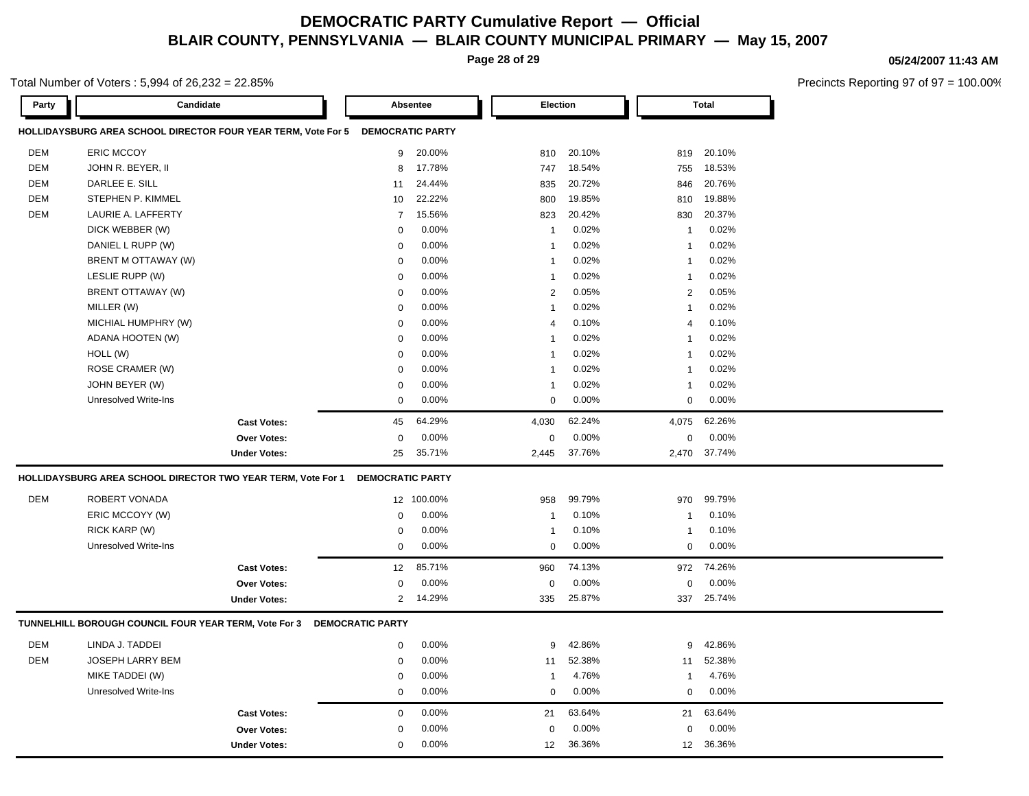# DEMOCRATIC PARTY Cumulative Report — Official

## BLAIR COUNTY, PENNSYLVANIA — BLAIR COUNTY MUNICIPAL PRIMARY — May 15, 2007

05/24/2007 11:43 AM

Total Number of Voters : 5,994 of 26,232 = 22.85%

Precincts Reporting 97 of 97 = 100.00%

### HOLLIDAYSBURG AREA SCHOOL DIRECTOR FOUR YEAR TERM, Vote For 5 — DEMOCRATIC PARTY

| Party | Candidate | Absentee | | Election | | Total | |
|---|---|---|---|---|---|---|---|
| DEM | ERIC MCCOY | 9 | 20.00% | 810 | 20.10% | 819 | 20.10% |
| DEM | JOHN R. BEYER, II | 8 | 17.78% | 747 | 18.54% | 755 | 18.53% |
| DEM | DARLEE E. SILL | 11 | 24.44% | 835 | 20.72% | 846 | 20.76% |
| DEM | STEPHEN P. KIMMEL | 10 | 22.22% | 800 | 19.85% | 810 | 19.88% |
| DEM | LAURIE A. LAFFERTY | 7 | 15.56% | 823 | 20.42% | 830 | 20.37% |
| | DICK WEBBER (W) | 0 | 0.00% | 1 | 0.02% | 1 | 0.02% |
| | DANIEL L RUPP (W) | 0 | 0.00% | 1 | 0.02% | 1 | 0.02% |
| | BRENT M OTTAWAY (W) | 0 | 0.00% | 1 | 0.02% | 1 | 0.02% |
| | LESLIE RUPP (W) | 0 | 0.00% | 1 | 0.02% | 1 | 0.02% |
| | BRENT OTTAWAY (W) | 0 | 0.00% | 2 | 0.05% | 2 | 0.05% |
| | MILLER (W) | 0 | 0.00% | 1 | 0.02% | 1 | 0.02% |
| | MICHIAL HUMPHRY (W) | 0 | 0.00% | 4 | 0.10% | 4 | 0.10% |
| | ADANA HOOTEN (W) | 0 | 0.00% | 1 | 0.02% | 1 | 0.02% |
| | HOLL (W) | 0 | 0.00% | 1 | 0.02% | 1 | 0.02% |
| | ROSE CRAMER (W) | 0 | 0.00% | 1 | 0.02% | 1 | 0.02% |
| | JOHN BEYER (W) | 0 | 0.00% | 1 | 0.02% | 1 | 0.02% |
| | Unresolved Write-Ins | 0 | 0.00% | 0 | 0.00% | 0 | 0.00% |
| | **Cast Votes:** | 45 | 64.29% | 4,030 | 62.24% | 4,075 | 62.26% |
| | **Over Votes:** | 0 | 0.00% | 0 | 0.00% | 0 | 0.00% |
| | **Under Votes:** | 25 | 35.71% | 2,445 | 37.76% | 2,470 | 37.74% |

### HOLLIDAYSBURG AREA SCHOOL DIRECTOR TWO YEAR TERM, Vote For 1 — DEMOCRATIC PARTY

| Party | Candidate | Absentee | | Election | | Total | |
|---|---|---|---|---|---|---|---|
| DEM | ROBERT VONADA | 12 | 100.00% | 958 | 99.79% | 970 | 99.79% |
| | ERIC MCCOYY (W) | 0 | 0.00% | 1 | 0.10% | 1 | 0.10% |
| | RICK KARP (W) | 0 | 0.00% | 1 | 0.10% | 1 | 0.10% |
| | Unresolved Write-Ins | 0 | 0.00% | 0 | 0.00% | 0 | 0.00% |
| | **Cast Votes:** | 12 | 85.71% | 960 | 74.13% | 972 | 74.26% |
| | **Over Votes:** | 0 | 0.00% | 0 | 0.00% | 0 | 0.00% |
| | **Under Votes:** | 2 | 14.29% | 335 | 25.87% | 337 | 25.74% |

### TUNNELHILL BOROUGH COUNCIL FOUR YEAR TERM, Vote For 3 — DEMOCRATIC PARTY

| Party | Candidate | Absentee | | Election | | Total | |
|---|---|---|---|---|---|---|---|
| DEM | LINDA J. TADDEI | 0 | 0.00% | 9 | 42.86% | 9 | 42.86% |
| DEM | JOSEPH LARRY BEM | 0 | 0.00% | 11 | 52.38% | 11 | 52.38% |
| | MIKE TADDEI (W) | 0 | 0.00% | 1 | 4.76% | 1 | 4.76% |
| | Unresolved Write-Ins | 0 | 0.00% | 0 | 0.00% | 0 | 0.00% |
| | **Cast Votes:** | 0 | 0.00% | 21 | 63.64% | 21 | 63.64% |
| | **Over Votes:** | 0 | 0.00% | 0 | 0.00% | 0 | 0.00% |
| | **Under Votes:** | 0 | 0.00% | 12 | 36.36% | 12 | 36.36% |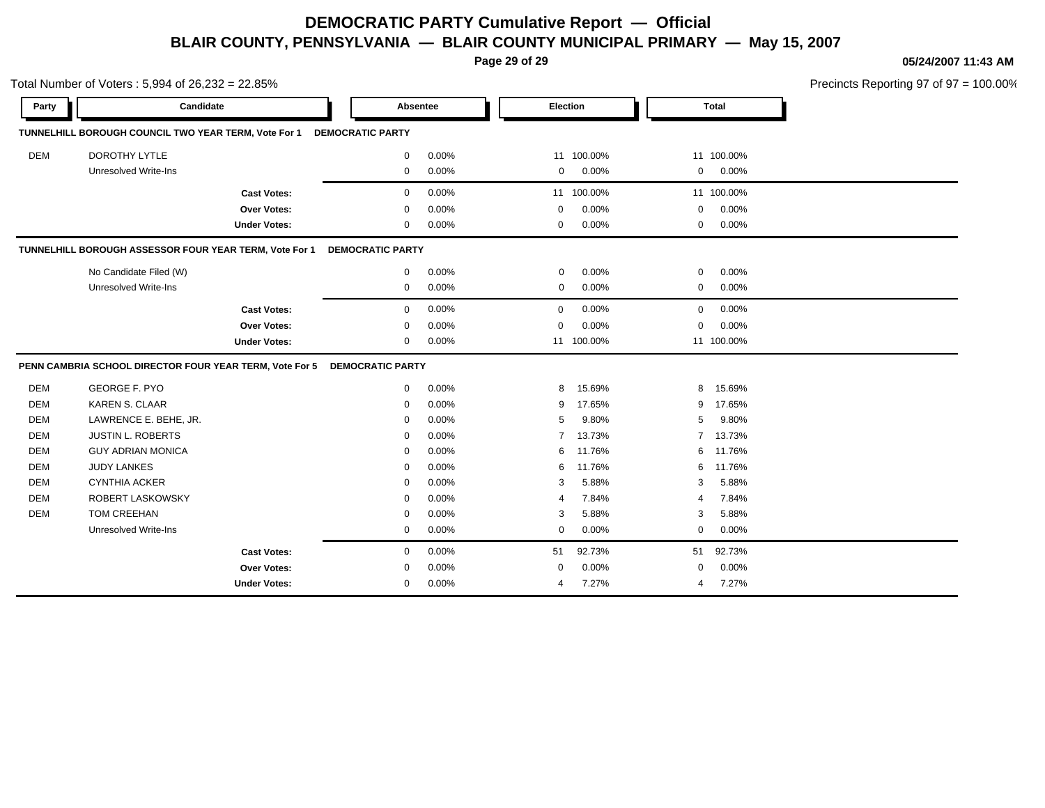# DEMOCRATIC PARTY Cumulative Report — Official

## BLAIR COUNTY, PENNSYLVANIA — BLAIR COUNTY MUNICIPAL PRIMARY — May 15, 2007

05/24/2007 11:43 AM

Total Number of Voters : 5,994 of 26,232 = 22.85%

Precincts Reporting 97 of 97 = 100.00%

| Party | Candidate | Absentee | | Election | | Total | |
|---|---|---|---|---|---|---|---|
| **TUNNELHILL BOROUGH COUNCIL TWO YEAR TERM, Vote For 1** | **DEMOCRATIC PARTY** | | | | | | |
| DEM | DOROTHY LYTLE | 0 | 0.00% | 11 | 100.00% | 11 | 100.00% |
| | Unresolved Write-Ins | 0 | 0.00% | 0 | 0.00% | 0 | 0.00% |
| | **Cast Votes:** | 0 | 0.00% | 11 | 100.00% | 11 | 100.00% |
| | **Over Votes:** | 0 | 0.00% | 0 | 0.00% | 0 | 0.00% |
| | **Under Votes:** | 0 | 0.00% | 0 | 0.00% | 0 | 0.00% |
| **TUNNELHILL BOROUGH ASSESSOR FOUR YEAR TERM, Vote For 1** | **DEMOCRATIC PARTY** | | | | | | |
| | No Candidate Filed (W) | 0 | 0.00% | 0 | 0.00% | 0 | 0.00% |
| | Unresolved Write-Ins | 0 | 0.00% | 0 | 0.00% | 0 | 0.00% |
| | **Cast Votes:** | 0 | 0.00% | 0 | 0.00% | 0 | 0.00% |
| | **Over Votes:** | 0 | 0.00% | 0 | 0.00% | 0 | 0.00% |
| | **Under Votes:** | 0 | 0.00% | 11 | 100.00% | 11 | 100.00% |
| **PENN CAMBRIA SCHOOL DIRECTOR FOUR YEAR TERM, Vote For 5** | **DEMOCRATIC PARTY** | | | | | | |
| DEM | GEORGE F. PYO | 0 | 0.00% | 8 | 15.69% | 8 | 15.69% |
| DEM | KAREN S. CLAAR | 0 | 0.00% | 9 | 17.65% | 9 | 17.65% |
| DEM | LAWRENCE E. BEHE, JR. | 0 | 0.00% | 5 | 9.80% | 5 | 9.80% |
| DEM | JUSTIN L. ROBERTS | 0 | 0.00% | 7 | 13.73% | 7 | 13.73% |
| DEM | GUY ADRIAN MONICA | 0 | 0.00% | 6 | 11.76% | 6 | 11.76% |
| DEM | JUDY LANKES | 0 | 0.00% | 6 | 11.76% | 6 | 11.76% |
| DEM | CYNTHIA ACKER | 0 | 0.00% | 3 | 5.88% | 3 | 5.88% |
| DEM | ROBERT LASKOWSKY | 0 | 0.00% | 4 | 7.84% | 4 | 7.84% |
| DEM | TOM CREEHAN | 0 | 0.00% | 3 | 5.88% | 3 | 5.88% |
| | Unresolved Write-Ins | 0 | 0.00% | 0 | 0.00% | 0 | 0.00% |
| | **Cast Votes:** | 0 | 0.00% | 51 | 92.73% | 51 | 92.73% |
| | **Over Votes:** | 0 | 0.00% | 0 | 0.00% | 0 | 0.00% |
| | **Under Votes:** | 0 | 0.00% | 4 | 7.27% | 4 | 7.27% |